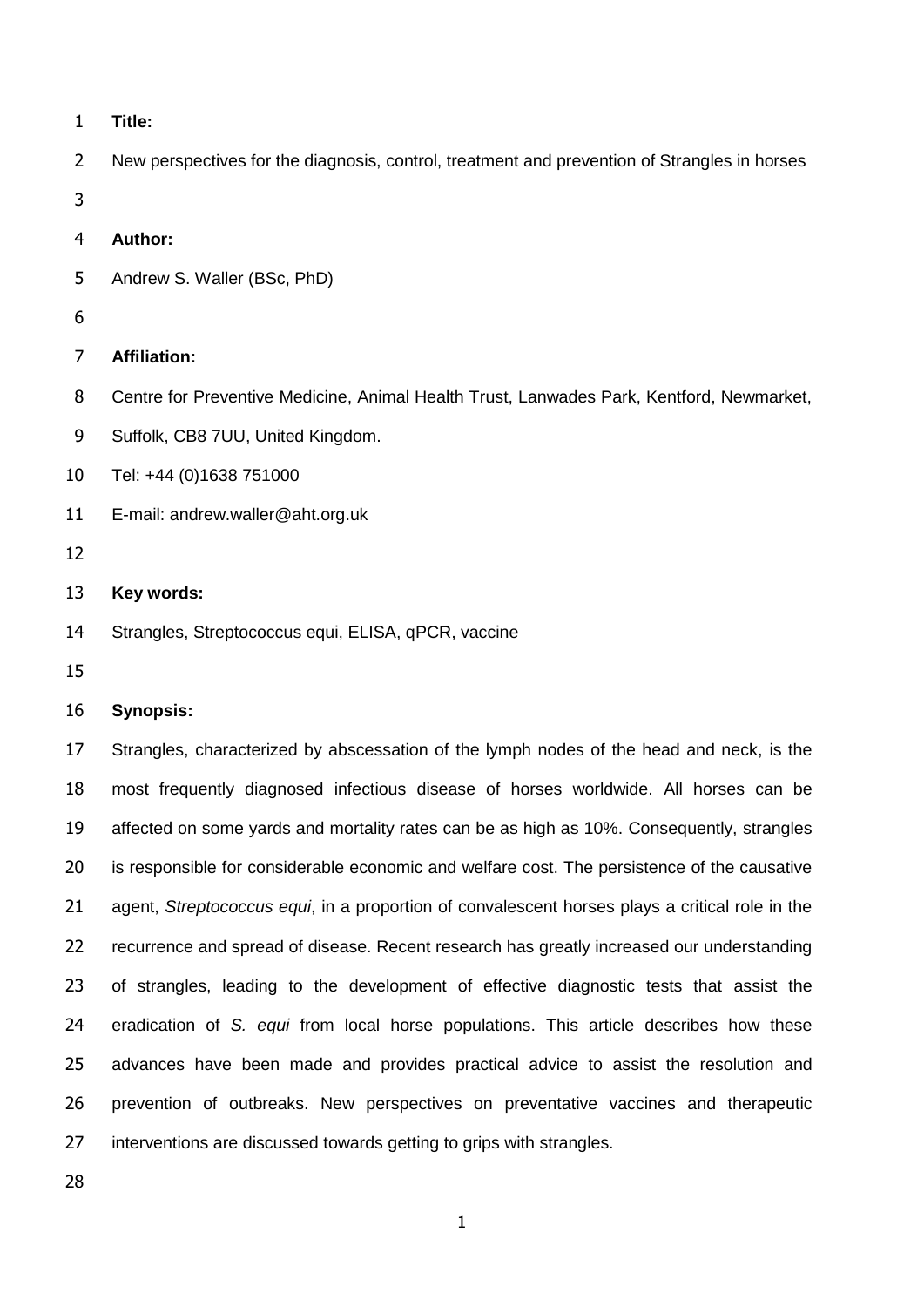**Title:**

New perspectives for the diagnosis, control, treatment and prevention of Strangles in horses

**Author:**

Andrew S. Waller (BSc, PhD)

**Affiliation:**

Centre for Preventive Medicine, Animal Health Trust, Lanwades Park, Kentford, Newmarket, Suffolk, CB8 7UU, United Kingdom.

Tel: +44 (0)1638 751000

E-mail: andrew.waller@aht.org.uk

**Key words:**

Strangles, Streptococcus equi, ELISA, qPCR, vaccine

**Synopsis:**

Strangles, characterized by abscessation of the lymph nodes of the head and neck, is the most frequently diagnosed infectious disease of horses worldwide. All horses can be affected on some yards and mortality rates can be as high as 10%. Consequently, strangles is responsible for considerable economic and welfare cost. The persistence of the causative agent, *Streptococcus equi*, in a proportion of convalescent horses plays a critical role in the recurrence and spread of disease. Recent research has greatly increased our understanding of strangles, leading to the development of effective diagnostic tests that assist the eradication of *S. equi* from local horse populations. This article describes how these advances have been made and provides practical advice to assist the resolution and prevention of outbreaks. New perspectives on preventative vaccines and therapeutic interventions are discussed towards getting to grips with strangles.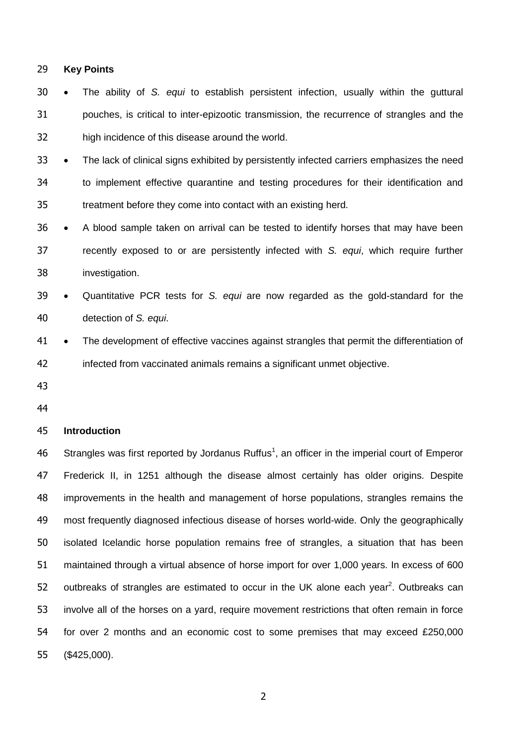## Key Points

- The ability of *S. equi* to establish persistent infection, usually within the guttural pouches, is critical to inter-epizootic transmission, the recurrence of strangles and the high incidence of this disease around the world.
- The lack of clinical signs exhibited by persistently infected carriers emphasizes the need to implement effective quarantine and testing procedures for their identification and treatment before they come into contact with an existing herd.
- A blood sample taken on arrival can be tested to identify horses that may have been recently exposed to or are persistently infected with *S. equi*, which require further investigation.
- Quantitative PCR tests for *S. equi* are now regarded as the gold-standard for the detection of *S. equi*.
- The development of effective vaccines against strangles that permit the differentiation of infected from vaccinated animals remains a significant unmet objective.

## Introduction

Strangles was first reported by Jordanus Ruffus[1], an officer in the imperial court of Emperor Frederick II, in 1251 although the disease almost certainly has older origins. Despite improvements in the health and management of horse populations, strangles remains the most frequently diagnosed infectious disease of horses world-wide. Only the geographically isolated Icelandic horse population remains free of strangles, a situation that has been maintained through a virtual absence of horse import for over 1,000 years. In excess of 600 outbreaks of strangles are estimated to occur in the UK alone each year[2]. Outbreaks can involve all of the horses on a yard, require movement restrictions that often remain in force for over 2 months and an economic cost to some premises that may exceed £250,000 ($425,000).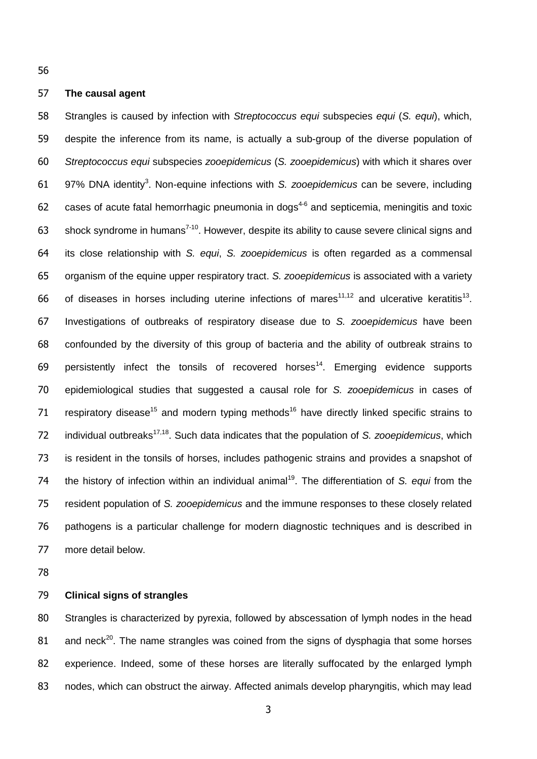## The causal agent

Strangles is caused by infection with *Streptococcus equi* subspecies *equi* (*S. equi*), which, despite the inference from its name, is actually a sub-group of the diverse population of *Streptococcus equi* subspecies *zooepidemicus* (*S. zooepidemicus*) with which it shares over 97% DNA identity[3]. Non-equine infections with *S. zooepidemicus* can be severe, including cases of acute fatal hemorrhagic pneumonia in dogs[4-6] and septicemia, meningitis and toxic shock syndrome in humans[7-10]. However, despite its ability to cause severe clinical signs and its close relationship with *S. equi*, *S. zooepidemicus* is often regarded as a commensal organism of the equine upper respiratory tract. *S. zooepidemicus* is associated with a variety of diseases in horses including uterine infections of mares[11,12] and ulcerative keratitis[13]. Investigations of outbreaks of respiratory disease due to *S. zooepidemicus* have been confounded by the diversity of this group of bacteria and the ability of outbreak strains to persistently infect the tonsils of recovered horses[14]. Emerging evidence supports epidemiological studies that suggested a causal role for *S. zooepidemicus* in cases of respiratory disease[15] and modern typing methods[16] have directly linked specific strains to individual outbreaks[17,18]. Such data indicates that the population of *S. zooepidemicus*, which is resident in the tonsils of horses, includes pathogenic strains and provides a snapshot of the history of infection within an individual animal[19]. The differentiation of *S. equi* from the resident population of *S. zooepidemicus* and the immune responses to these closely related pathogens is a particular challenge for modern diagnostic techniques and is described in more detail below.

## Clinical signs of strangles

Strangles is characterized by pyrexia, followed by abscessation of lymph nodes in the head and neck[20]. The name strangles was coined from the signs of dysphagia that some horses experience. Indeed, some of these horses are literally suffocated by the enlarged lymph nodes, which can obstruct the airway. Affected animals develop pharyngitis, which may lead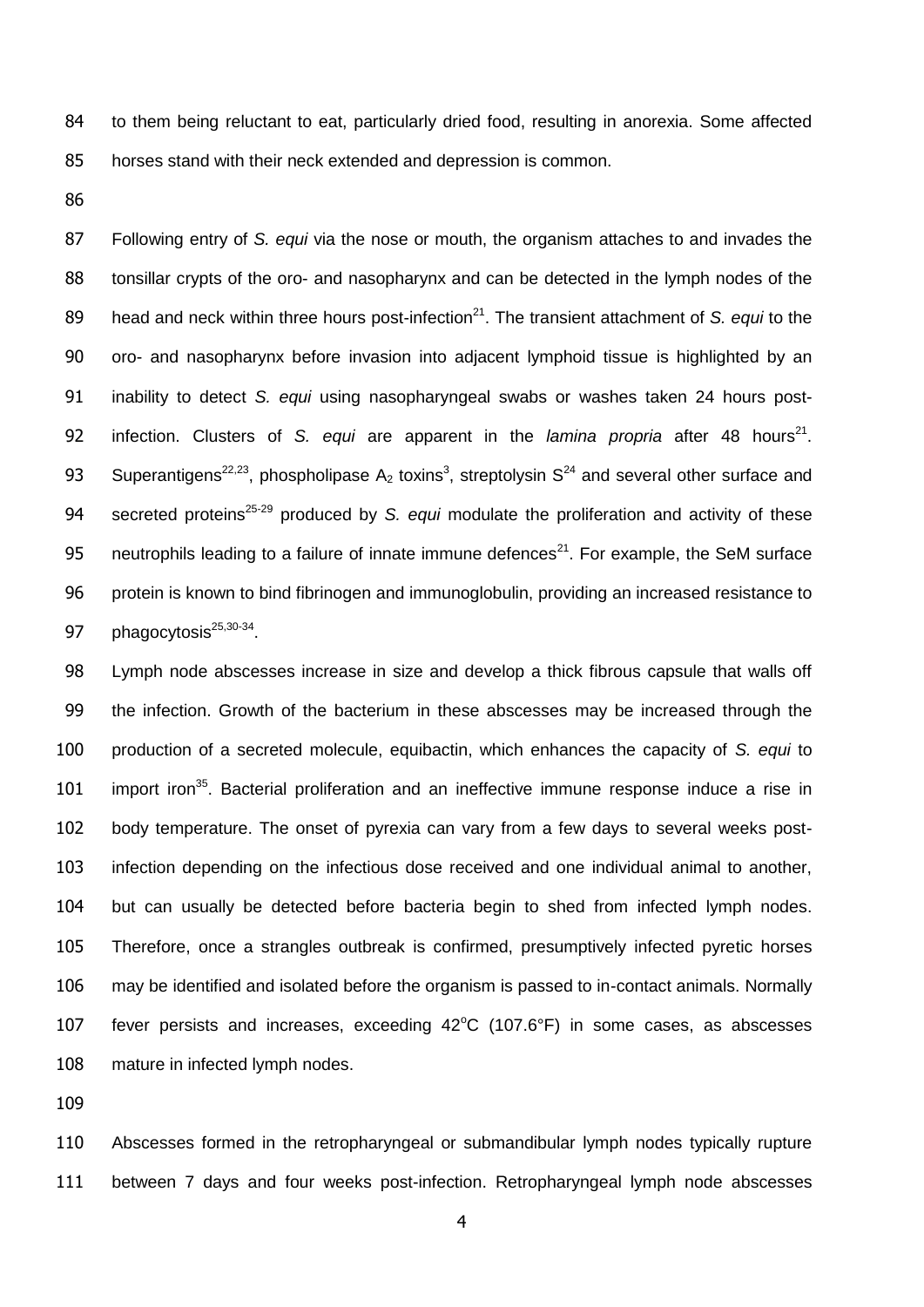to them being reluctant to eat, particularly dried food, resulting in anorexia. Some affected horses stand with their neck extended and depression is common.

Following entry of *S. equi* via the nose or mouth, the organism attaches to and invades the tonsillar crypts of the oro- and nasopharynx and can be detected in the lymph nodes of the head and neck within three hours post-infection[21]. The transient attachment of *S. equi* to the oro- and nasopharynx before invasion into adjacent lymphoid tissue is highlighted by an inability to detect *S. equi* using nasopharyngeal swabs or washes taken 24 hours post-infection. Clusters of *S. equi* are apparent in the *lamina propria* after 48 hours[21]. Superantigens[22,23], phospholipase $A_2$ toxins[3], streptolysin S[24] and several other surface and secreted proteins[25-29] produced by *S. equi* modulate the proliferation and activity of these neutrophils leading to a failure of innate immune defences[21]. For example, the SeM surface protein is known to bind fibrinogen and immunoglobulin, providing an increased resistance to phagocytosis[25,30-34].

Lymph node abscesses increase in size and develop a thick fibrous capsule that walls off the infection. Growth of the bacterium in these abscesses may be increased through the production of a secreted molecule, equibactin, which enhances the capacity of *S. equi* to import iron[35]. Bacterial proliferation and an ineffective immune response induce a rise in body temperature. The onset of pyrexia can vary from a few days to several weeks post-infection depending on the infectious dose received and one individual animal to another, but can usually be detected before bacteria begin to shed from infected lymph nodes. Therefore, once a strangles outbreak is confirmed, presumptively infected pyretic horses may be identified and isolated before the organism is passed to in-contact animals. Normally fever persists and increases, exceeding 42°C (107.6°F) in some cases, as abscesses mature in infected lymph nodes.

Abscesses formed in the retropharyngeal or submandibular lymph nodes typically rupture between 7 days and four weeks post-infection. Retropharyngeal lymph node abscesses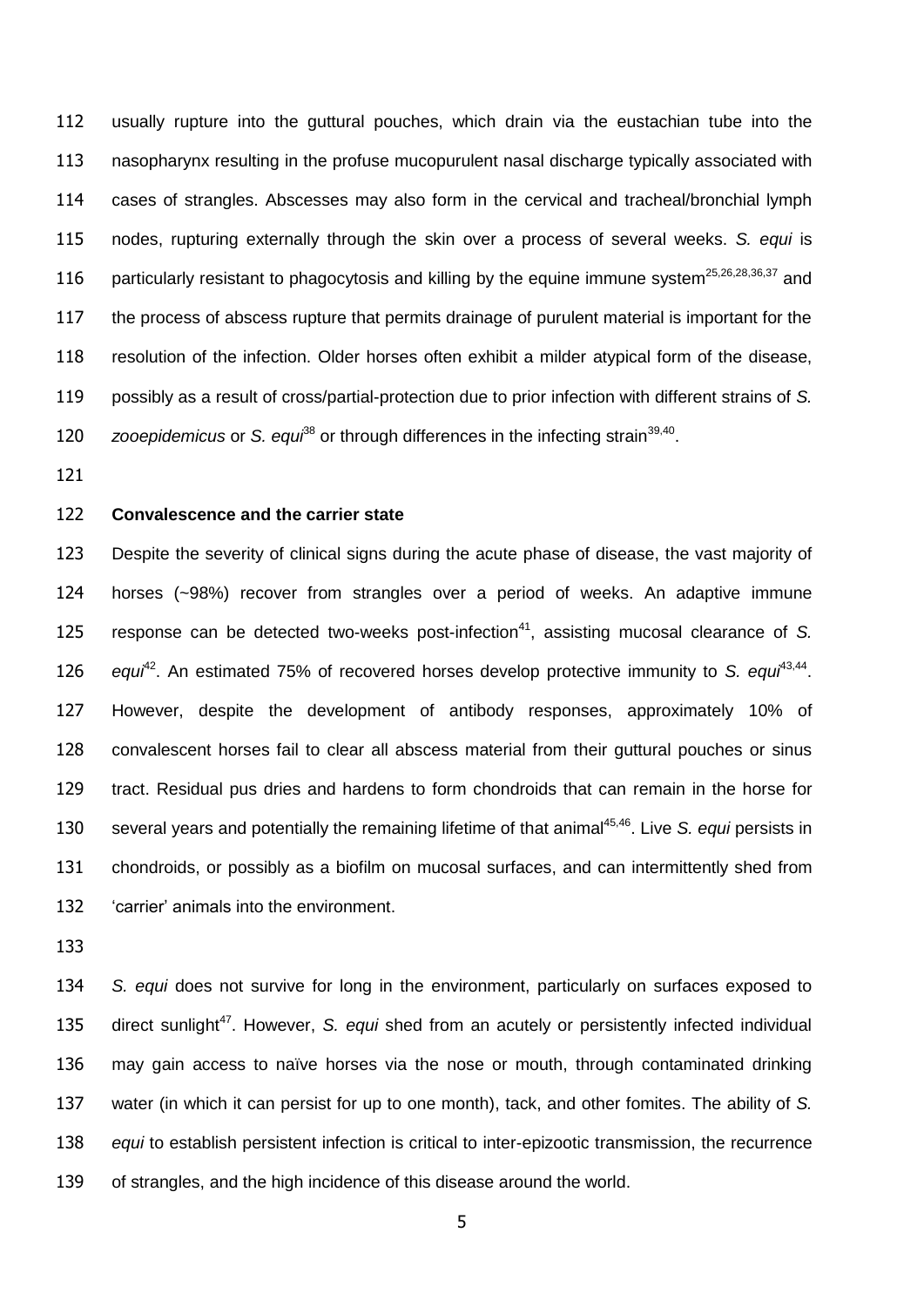usually rupture into the guttural pouches, which drain via the eustachian tube into the nasopharynx resulting in the profuse mucopurulent nasal discharge typically associated with cases of strangles. Abscesses may also form in the cervical and tracheal/bronchial lymph nodes, rupturing externally through the skin over a process of several weeks. *S. equi* is particularly resistant to phagocytosis and killing by the equine immune system[25,26,28,36,37] and the process of abscess rupture that permits drainage of purulent material is important for the resolution of the infection. Older horses often exhibit a milder atypical form of the disease, possibly as a result of cross/partial-protection due to prior infection with different strains of *S. zooepidemicus* or *S. equi*[38] or through differences in the infecting strain[39,40].

**Convalescence and the carrier state**

Despite the severity of clinical signs during the acute phase of disease, the vast majority of horses (~98%) recover from strangles over a period of weeks. An adaptive immune response can be detected two-weeks post-infection[41], assisting mucosal clearance of *S. equi*[42]. An estimated 75% of recovered horses develop protective immunity to *S. equi*[43,44]. However, despite the development of antibody responses, approximately 10% of convalescent horses fail to clear all abscess material from their guttural pouches or sinus tract. Residual pus dries and hardens to form chondroids that can remain in the horse for several years and potentially the remaining lifetime of that animal[45,46]. Live *S. equi* persists in chondroids, or possibly as a biofilm on mucosal surfaces, and can intermittently shed from 'carrier' animals into the environment.

*S. equi* does not survive for long in the environment, particularly on surfaces exposed to direct sunlight[47]. However, *S. equi* shed from an acutely or persistently infected individual may gain access to naïve horses via the nose or mouth, through contaminated drinking water (in which it can persist for up to one month), tack, and other fomites. The ability of *S. equi* to establish persistent infection is critical to inter-epizootic transmission, the recurrence of strangles, and the high incidence of this disease around the world.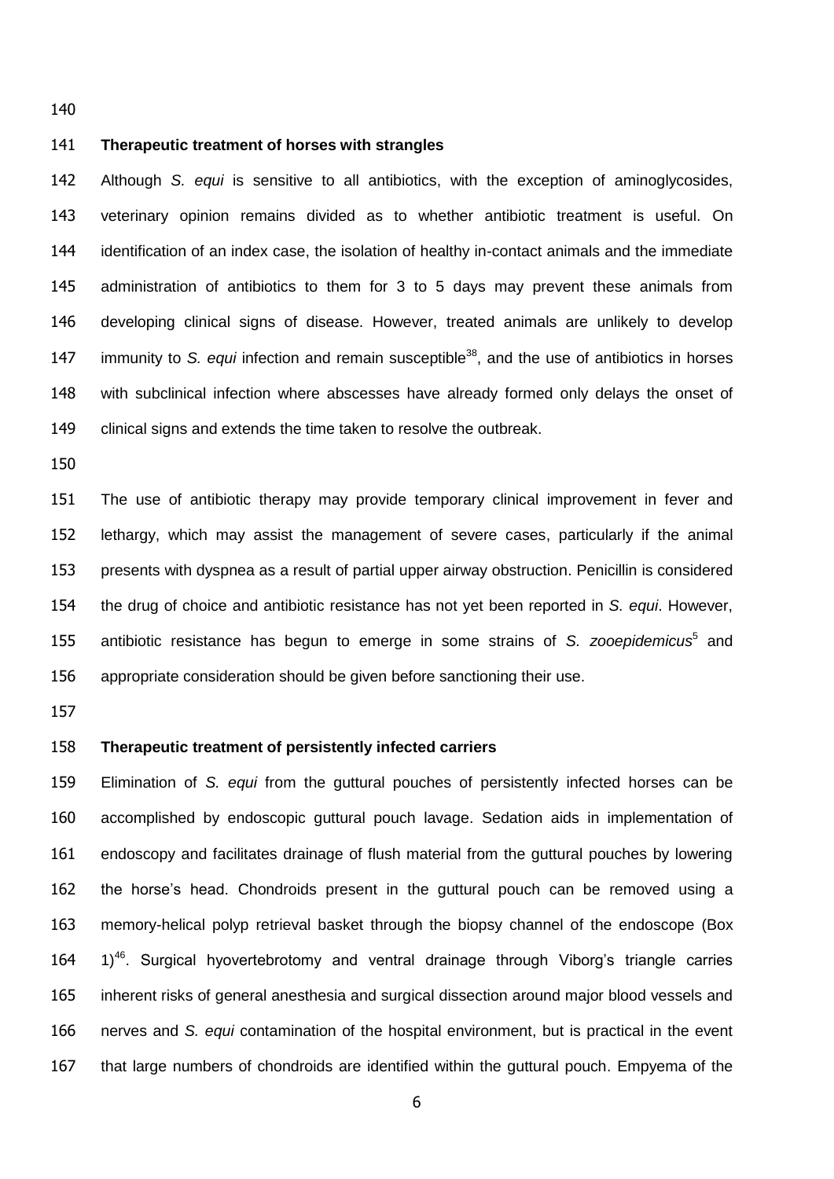## Therapeutic treatment of horses with strangles

Although *S. equi* is sensitive to all antibiotics, with the exception of aminoglycosides, veterinary opinion remains divided as to whether antibiotic treatment is useful. On identification of an index case, the isolation of healthy in-contact animals and the immediate administration of antibiotics to them for 3 to 5 days may prevent these animals from developing clinical signs of disease. However, treated animals are unlikely to develop immunity to *S. equi* infection and remain susceptible[38], and the use of antibiotics in horses with subclinical infection where abscesses have already formed only delays the onset of clinical signs and extends the time taken to resolve the outbreak.

The use of antibiotic therapy may provide temporary clinical improvement in fever and lethargy, which may assist the management of severe cases, particularly if the animal presents with dyspnea as a result of partial upper airway obstruction. Penicillin is considered the drug of choice and antibiotic resistance has not yet been reported in *S. equi*. However, antibiotic resistance has begun to emerge in some strains of *S. zooepidemicus*[5] and appropriate consideration should be given before sanctioning their use.

## Therapeutic treatment of persistently infected carriers

Elimination of *S. equi* from the guttural pouches of persistently infected horses can be accomplished by endoscopic guttural pouch lavage. Sedation aids in implementation of endoscopy and facilitates drainage of flush material from the guttural pouches by lowering the horse's head. Chondroids present in the guttural pouch can be removed using a memory-helical polyp retrieval basket through the biopsy channel of the endoscope (Box 1)[46]. Surgical hyovertebrotomy and ventral drainage through Viborg's triangle carries inherent risks of general anesthesia and surgical dissection around major blood vessels and nerves and *S. equi* contamination of the hospital environment, but is practical in the event that large numbers of chondroids are identified within the guttural pouch. Empyema of the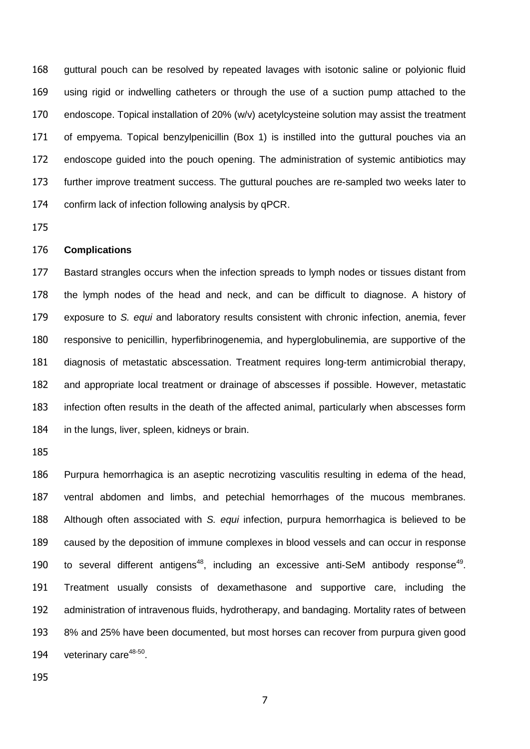guttural pouch can be resolved by repeated lavages with isotonic saline or polyionic fluid using rigid or indwelling catheters or through the use of a suction pump attached to the endoscope. Topical installation of 20% (w/v) acetylcysteine solution may assist the treatment of empyema. Topical benzylpenicillin (Box 1) is instilled into the guttural pouches via an endoscope guided into the pouch opening. The administration of systemic antibiotics may further improve treatment success. The guttural pouches are re-sampled two weeks later to confirm lack of infection following analysis by qPCR.

**Complications**

Bastard strangles occurs when the infection spreads to lymph nodes or tissues distant from the lymph nodes of the head and neck, and can be difficult to diagnose. A history of exposure to *S. equi* and laboratory results consistent with chronic infection, anemia, fever responsive to penicillin, hyperfibrinogenemia, and hyperglobulinemia, are supportive of the diagnosis of metastatic abscessation. Treatment requires long-term antimicrobial therapy, and appropriate local treatment or drainage of abscesses if possible. However, metastatic infection often results in the death of the affected animal, particularly when abscesses form in the lungs, liver, spleen, kidneys or brain.

Purpura hemorrhagica is an aseptic necrotizing vasculitis resulting in edema of the head, ventral abdomen and limbs, and petechial hemorrhages of the mucous membranes. Although often associated with *S. equi* infection, purpura hemorrhagica is believed to be caused by the deposition of immune complexes in blood vessels and can occur in response to several different antigens[48], including an excessive anti-SeM antibody response[49]. Treatment usually consists of dexamethasone and supportive care, including the administration of intravenous fluids, hydrotherapy, and bandaging. Mortality rates of between 8% and 25% have been documented, but most horses can recover from purpura given good veterinary care[48-50].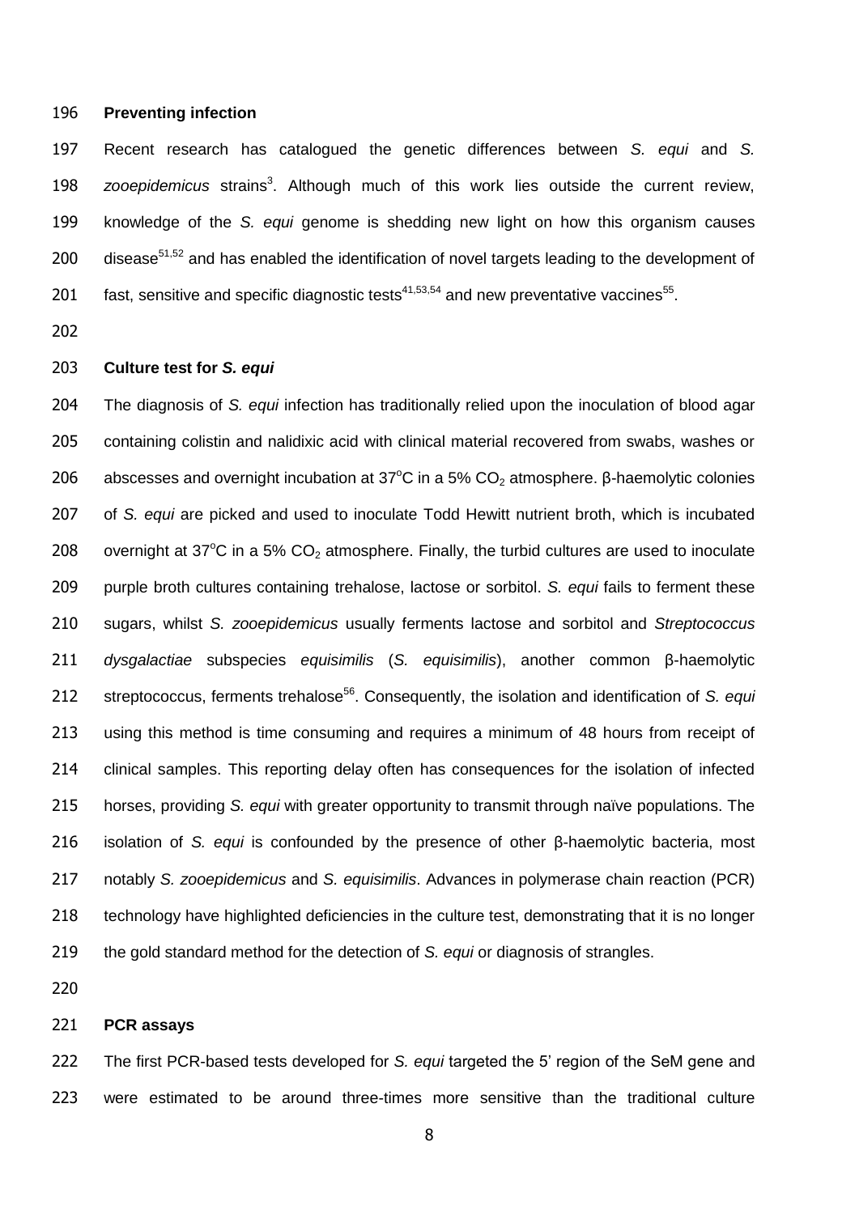## Preventing infection

Recent research has catalogued the genetic differences between *S. equi* and *S. zooepidemicus* strains[3]. Although much of this work lies outside the current review, knowledge of the *S. equi* genome is shedding new light on how this organism causes disease[51,52] and has enabled the identification of novel targets leading to the development of fast, sensitive and specific diagnostic tests[41,53,54] and new preventative vaccines[55].

## Culture test for *S. equi*

The diagnosis of *S. equi* infection has traditionally relied upon the inoculation of blood agar containing colistin and nalidixic acid with clinical material recovered from swabs, washes or abscesses and overnight incubation at 37°C in a 5% $CO_2$ atmosphere. β-haemolytic colonies of *S. equi* are picked and used to inoculate Todd Hewitt nutrient broth, which is incubated overnight at 37°C in a 5% $CO_2$ atmosphere. Finally, the turbid cultures are used to inoculate purple broth cultures containing trehalose, lactose or sorbitol. *S. equi* fails to ferment these sugars, whilst *S. zooepidemicus* usually ferments lactose and sorbitol and *Streptococcus dysgalactiae* subspecies *equisimilis* (*S. equisimilis*), another common β-haemolytic streptococcus, ferments trehalose[56]. Consequently, the isolation and identification of *S. equi* using this method is time consuming and requires a minimum of 48 hours from receipt of clinical samples. This reporting delay often has consequences for the isolation of infected horses, providing *S. equi* with greater opportunity to transmit through naïve populations. The isolation of *S. equi* is confounded by the presence of other β-haemolytic bacteria, most notably *S. zooepidemicus* and *S. equisimilis*. Advances in polymerase chain reaction (PCR) technology have highlighted deficiencies in the culture test, demonstrating that it is no longer the gold standard method for the detection of *S. equi* or diagnosis of strangles.

## PCR assays

The first PCR-based tests developed for *S. equi* targeted the 5' region of the SeM gene and were estimated to be around three-times more sensitive than the traditional culture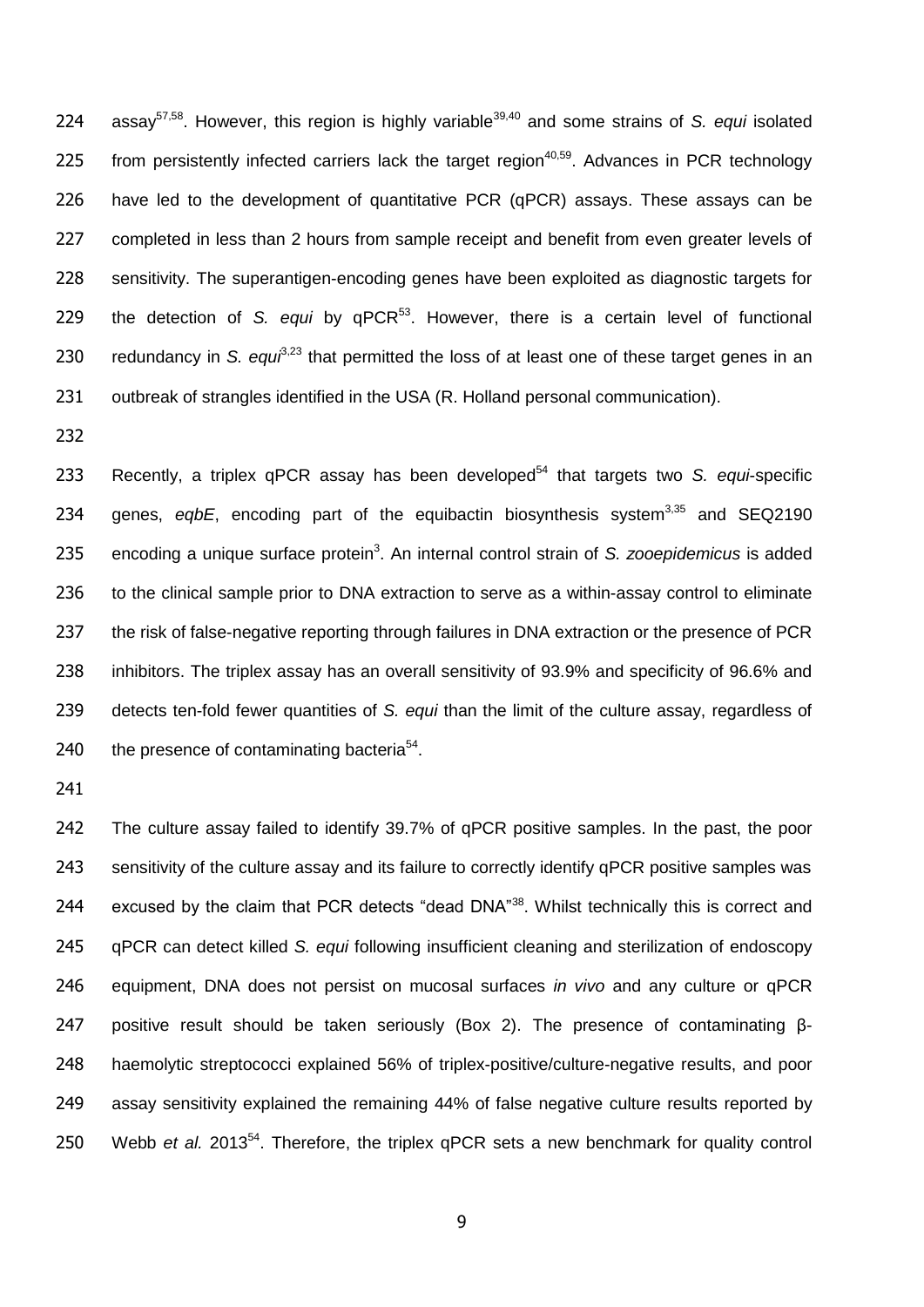assay[57,58]. However, this region is highly variable[39,40] and some strains of *S. equi* isolated from persistently infected carriers lack the target region[40,59]. Advances in PCR technology have led to the development of quantitative PCR (qPCR) assays. These assays can be completed in less than 2 hours from sample receipt and benefit from even greater levels of sensitivity. The superantigen-encoding genes have been exploited as diagnostic targets for the detection of *S. equi* by qPCR[53]. However, there is a certain level of functional redundancy in *S. equi*[3,23] that permitted the loss of at least one of these target genes in an outbreak of strangles identified in the USA (R. Holland personal communication).

Recently, a triplex qPCR assay has been developed[54] that targets two *S. equi*-specific genes, *eqbE*, encoding part of the equibactin biosynthesis system[3,35] and SEQ2190 encoding a unique surface protein[3]. An internal control strain of *S. zooepidemicus* is added to the clinical sample prior to DNA extraction to serve as a within-assay control to eliminate the risk of false-negative reporting through failures in DNA extraction or the presence of PCR inhibitors. The triplex assay has an overall sensitivity of 93.9% and specificity of 96.6% and detects ten-fold fewer quantities of *S. equi* than the limit of the culture assay, regardless of the presence of contaminating bacteria[54].

The culture assay failed to identify 39.7% of qPCR positive samples. In the past, the poor sensitivity of the culture assay and its failure to correctly identify qPCR positive samples was excused by the claim that PCR detects "dead DNA"[38]. Whilst technically this is correct and qPCR can detect killed *S. equi* following insufficient cleaning and sterilization of endoscopy equipment, DNA does not persist on mucosal surfaces *in vivo* and any culture or qPCR positive result should be taken seriously (Box 2). The presence of contaminating β-haemolytic streptococci explained 56% of triplex-positive/culture-negative results, and poor assay sensitivity explained the remaining 44% of false negative culture results reported by Webb *et al.* 2013[54]. Therefore, the triplex qPCR sets a new benchmark for quality control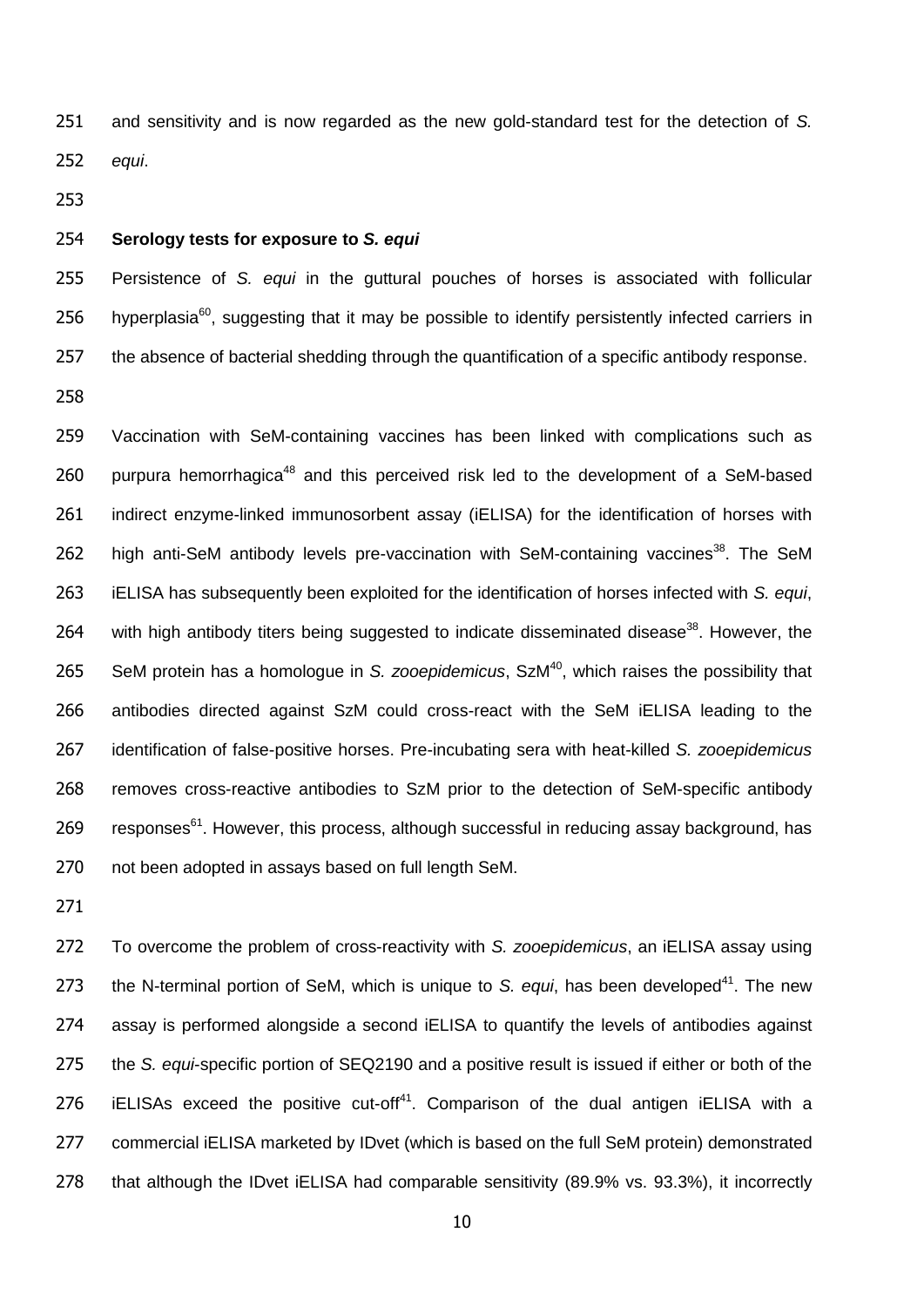and sensitivity and is now regarded as the new gold-standard test for the detection of *S. equi*.

**Serology tests for exposure to *S. equi***

Persistence of *S. equi* in the guttural pouches of horses is associated with follicular hyperplasia[60], suggesting that it may be possible to identify persistently infected carriers in the absence of bacterial shedding through the quantification of a specific antibody response.

Vaccination with SeM-containing vaccines has been linked with complications such as purpura hemorrhagica[48] and this perceived risk led to the development of a SeM-based indirect enzyme-linked immunosorbent assay (iELISA) for the identification of horses with high anti-SeM antibody levels pre-vaccination with SeM-containing vaccines[38]. The SeM iELISA has subsequently been exploited for the identification of horses infected with *S. equi*, with high antibody titers being suggested to indicate disseminated disease[38]. However, the SeM protein has a homologue in *S. zooepidemicus*, SzM[40], which raises the possibility that antibodies directed against SzM could cross-react with the SeM iELISA leading to the identification of false-positive horses. Pre-incubating sera with heat-killed *S. zooepidemicus* removes cross-reactive antibodies to SzM prior to the detection of SeM-specific antibody responses[61]. However, this process, although successful in reducing assay background, has not been adopted in assays based on full length SeM.

To overcome the problem of cross-reactivity with *S. zooepidemicus*, an iELISA assay using the N-terminal portion of SeM, which is unique to *S. equi*, has been developed[41]. The new assay is performed alongside a second iELISA to quantify the levels of antibodies against the *S. equi*-specific portion of SEQ2190 and a positive result is issued if either or both of the iELISAs exceed the positive cut-off[41]. Comparison of the dual antigen iELISA with a commercial iELISA marketed by IDvet (which is based on the full SeM protein) demonstrated that although the IDvet iELISA had comparable sensitivity (89.9% vs. 93.3%), it incorrectly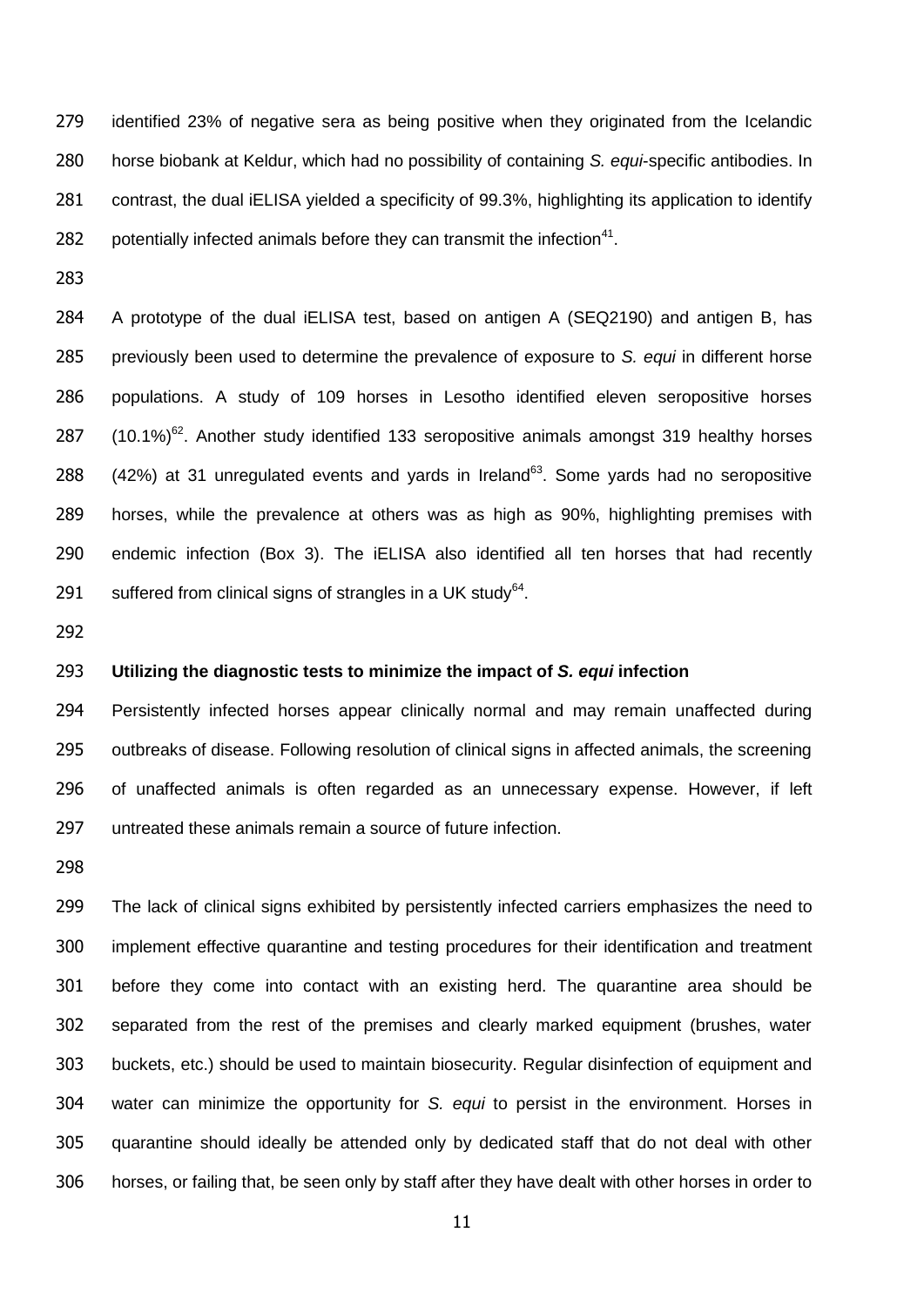identified 23% of negative sera as being positive when they originated from the Icelandic horse biobank at Keldur, which had no possibility of containing *S. equi*-specific antibodies. In contrast, the dual iELISA yielded a specificity of 99.3%, highlighting its application to identify potentially infected animals before they can transmit the infection[41].

A prototype of the dual iELISA test, based on antigen A (SEQ2190) and antigen B, has previously been used to determine the prevalence of exposure to *S. equi* in different horse populations. A study of 109 horses in Lesotho identified eleven seropositive horses (10.1%)[62]. Another study identified 133 seropositive animals amongst 319 healthy horses (42%) at 31 unregulated events and yards in Ireland[63]. Some yards had no seropositive horses, while the prevalence at others was as high as 90%, highlighting premises with endemic infection (Box 3). The iELISA also identified all ten horses that had recently suffered from clinical signs of strangles in a UK study[64].

**Utilizing the diagnostic tests to minimize the impact of *S. equi* infection**

Persistently infected horses appear clinically normal and may remain unaffected during outbreaks of disease. Following resolution of clinical signs in affected animals, the screening of unaffected animals is often regarded as an unnecessary expense. However, if left untreated these animals remain a source of future infection.

The lack of clinical signs exhibited by persistently infected carriers emphasizes the need to implement effective quarantine and testing procedures for their identification and treatment before they come into contact with an existing herd. The quarantine area should be separated from the rest of the premises and clearly marked equipment (brushes, water buckets, etc.) should be used to maintain biosecurity. Regular disinfection of equipment and water can minimize the opportunity for *S. equi* to persist in the environment. Horses in quarantine should ideally be attended only by dedicated staff that do not deal with other horses, or failing that, be seen only by staff after they have dealt with other horses in order to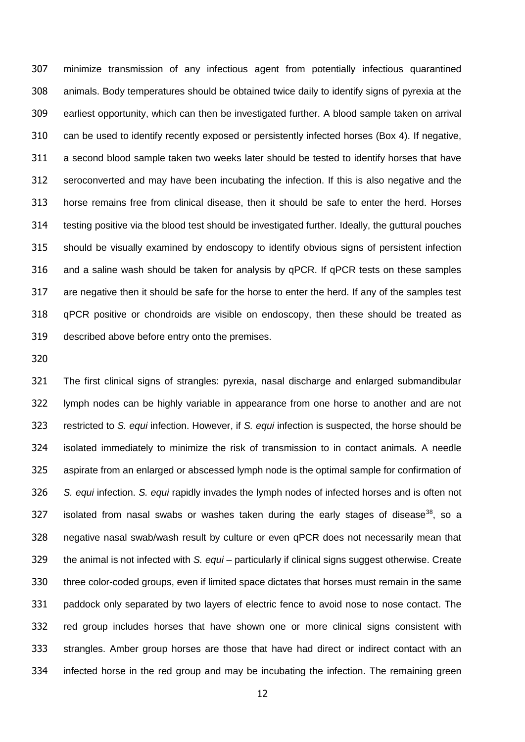minimize transmission of any infectious agent from potentially infectious quarantined animals. Body temperatures should be obtained twice daily to identify signs of pyrexia at the earliest opportunity, which can then be investigated further. A blood sample taken on arrival can be used to identify recently exposed or persistently infected horses (Box 4). If negative, a second blood sample taken two weeks later should be tested to identify horses that have seroconverted and may have been incubating the infection. If this is also negative and the horse remains free from clinical disease, then it should be safe to enter the herd. Horses testing positive via the blood test should be investigated further. Ideally, the guttural pouches should be visually examined by endoscopy to identify obvious signs of persistent infection and a saline wash should be taken for analysis by qPCR. If qPCR tests on these samples are negative then it should be safe for the horse to enter the herd. If any of the samples test qPCR positive or chondroids are visible on endoscopy, then these should be treated as described above before entry onto the premises.

The first clinical signs of strangles: pyrexia, nasal discharge and enlarged submandibular lymph nodes can be highly variable in appearance from one horse to another and are not restricted to *S. equi* infection. However, if *S. equi* infection is suspected, the horse should be isolated immediately to minimize the risk of transmission to in contact animals. A needle aspirate from an enlarged or abscessed lymph node is the optimal sample for confirmation of *S. equi* infection. *S. equi* rapidly invades the lymph nodes of infected horses and is often not isolated from nasal swabs or washes taken during the early stages of disease[38], so a negative nasal swab/wash result by culture or even qPCR does not necessarily mean that the animal is not infected with *S. equi* – particularly if clinical signs suggest otherwise. Create three color-coded groups, even if limited space dictates that horses must remain in the same paddock only separated by two layers of electric fence to avoid nose to nose contact. The red group includes horses that have shown one or more clinical signs consistent with strangles. Amber group horses are those that have had direct or indirect contact with an infected horse in the red group and may be incubating the infection. The remaining green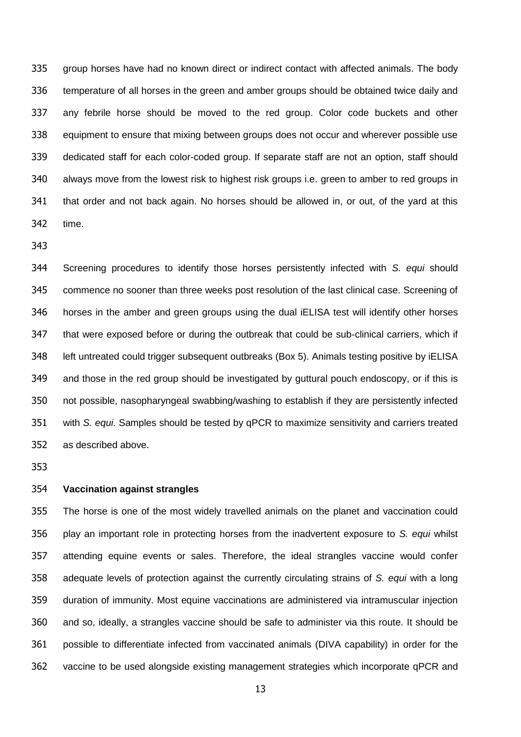group horses have had no known direct or indirect contact with affected animals. The body temperature of all horses in the green and amber groups should be obtained twice daily and any febrile horse should be moved to the red group. Color code buckets and other equipment to ensure that mixing between groups does not occur and wherever possible use dedicated staff for each color-coded group. If separate staff are not an option, staff should always move from the lowest risk to highest risk groups i.e. green to amber to red groups in that order and not back again. No horses should be allowed in, or out, of the yard at this time.

Screening procedures to identify those horses persistently infected with *S. equi* should commence no sooner than three weeks post resolution of the last clinical case. Screening of horses in the amber and green groups using the dual iELISA test will identify other horses that were exposed before or during the outbreak that could be sub-clinical carriers, which if left untreated could trigger subsequent outbreaks (Box 5). Animals testing positive by iELISA and those in the red group should be investigated by guttural pouch endoscopy, or if this is not possible, nasopharyngeal swabbing/washing to establish if they are persistently infected with *S. equi*. Samples should be tested by qPCR to maximize sensitivity and carriers treated as described above.

**Vaccination against strangles**

The horse is one of the most widely travelled animals on the planet and vaccination could play an important role in protecting horses from the inadvertent exposure to *S. equi* whilst attending equine events or sales. Therefore, the ideal strangles vaccine would confer adequate levels of protection against the currently circulating strains of *S. equi* with a long duration of immunity. Most equine vaccinations are administered via intramuscular injection and so, ideally, a strangles vaccine should be safe to administer via this route. It should be possible to differentiate infected from vaccinated animals (DIVA capability) in order for the vaccine to be used alongside existing management strategies which incorporate qPCR and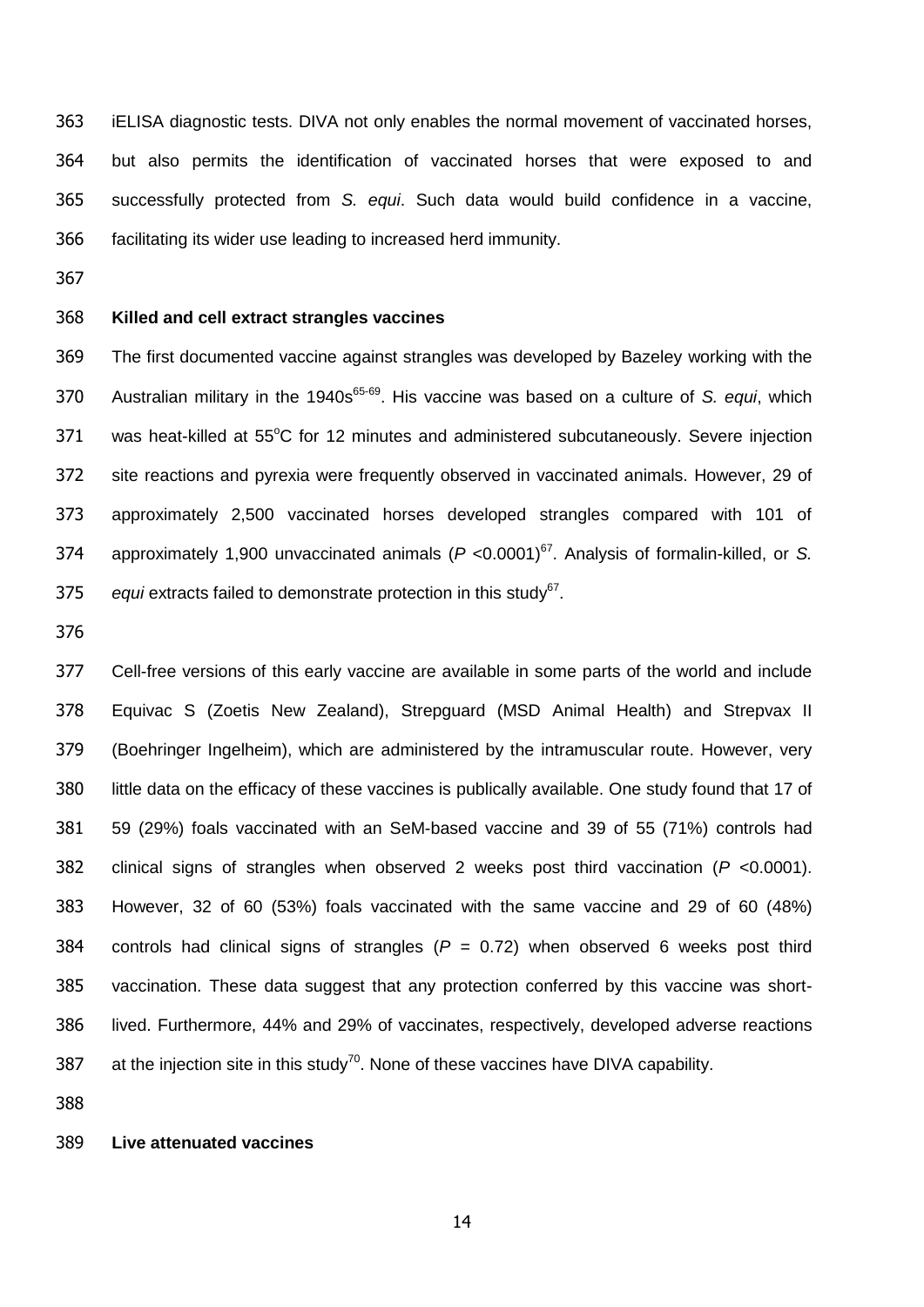iELISA diagnostic tests. DIVA not only enables the normal movement of vaccinated horses, but also permits the identification of vaccinated horses that were exposed to and successfully protected from *S. equi*. Such data would build confidence in a vaccine, facilitating its wider use leading to increased herd immunity.

**Killed and cell extract strangles vaccines**

The first documented vaccine against strangles was developed by Bazeley working with the Australian military in the 1940s[65-69]. His vaccine was based on a culture of *S. equi*, which was heat-killed at 55°C for 12 minutes and administered subcutaneously. Severe injection site reactions and pyrexia were frequently observed in vaccinated animals. However, 29 of approximately 2,500 vaccinated horses developed strangles compared with 101 of approximately 1,900 unvaccinated animals ($P$ <0.0001)[67]. Analysis of formalin-killed, or *S. equi* extracts failed to demonstrate protection in this study[67].

Cell-free versions of this early vaccine are available in some parts of the world and include Equivac S (Zoetis New Zealand), Strepguard (MSD Animal Health) and Strepvax II (Boehringer Ingelheim), which are administered by the intramuscular route. However, very little data on the efficacy of these vaccines is publically available. One study found that 17 of 59 (29%) foals vaccinated with an SeM-based vaccine and 39 of 55 (71%) controls had clinical signs of strangles when observed 2 weeks post third vaccination ($P$ <0.0001). However, 32 of 60 (53%) foals vaccinated with the same vaccine and 29 of 60 (48%) controls had clinical signs of strangles ($P$ = 0.72) when observed 6 weeks post third vaccination. These data suggest that any protection conferred by this vaccine was short-lived. Furthermore, 44% and 29% of vaccinates, respectively, developed adverse reactions at the injection site in this study[70]. None of these vaccines have DIVA capability.

**Live attenuated vaccines**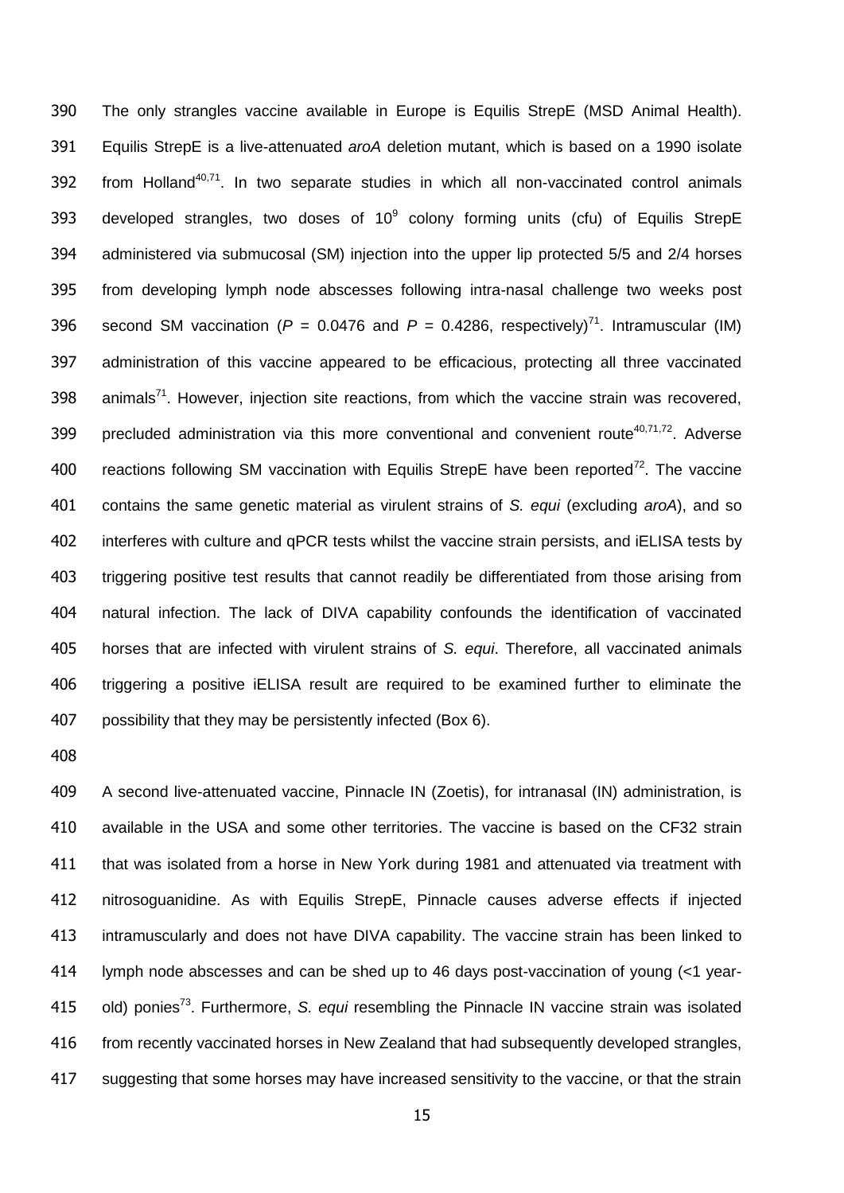The only strangles vaccine available in Europe is Equilis StrepE (MSD Animal Health). Equilis StrepE is a live-attenuated *aroA* deletion mutant, which is based on a 1990 isolate from Holland[40,71]. In two separate studies in which all non-vaccinated control animals developed strangles, two doses of $10^9$ colony forming units (cfu) of Equilis StrepE administered via submucosal (SM) injection into the upper lip protected 5/5 and 2/4 horses from developing lymph node abscesses following intra-nasal challenge two weeks post second SM vaccination ($P$ = 0.0476 and $P$ = 0.4286, respectively)[71]. Intramuscular (IM) administration of this vaccine appeared to be efficacious, protecting all three vaccinated animals[71]. However, injection site reactions, from which the vaccine strain was recovered, precluded administration via this more conventional and convenient route[40,71,72]. Adverse reactions following SM vaccination with Equilis StrepE have been reported[72]. The vaccine contains the same genetic material as virulent strains of *S. equi* (excluding *aroA*), and so interferes with culture and qPCR tests whilst the vaccine strain persists, and iELISA tests by triggering positive test results that cannot readily be differentiated from those arising from natural infection. The lack of DIVA capability confounds the identification of vaccinated horses that are infected with virulent strains of *S. equi*. Therefore, all vaccinated animals triggering a positive iELISA result are required to be examined further to eliminate the possibility that they may be persistently infected (Box 6).

A second live-attenuated vaccine, Pinnacle IN (Zoetis), for intranasal (IN) administration, is available in the USA and some other territories. The vaccine is based on the CF32 strain that was isolated from a horse in New York during 1981 and attenuated via treatment with nitrosoguanidine. As with Equilis StrepE, Pinnacle causes adverse effects if injected intramuscularly and does not have DIVA capability. The vaccine strain has been linked to lymph node abscesses and can be shed up to 46 days post-vaccination of young (<1 year-old) ponies[73]. Furthermore, *S. equi* resembling the Pinnacle IN vaccine strain was isolated from recently vaccinated horses in New Zealand that had subsequently developed strangles, suggesting that some horses may have increased sensitivity to the vaccine, or that the strain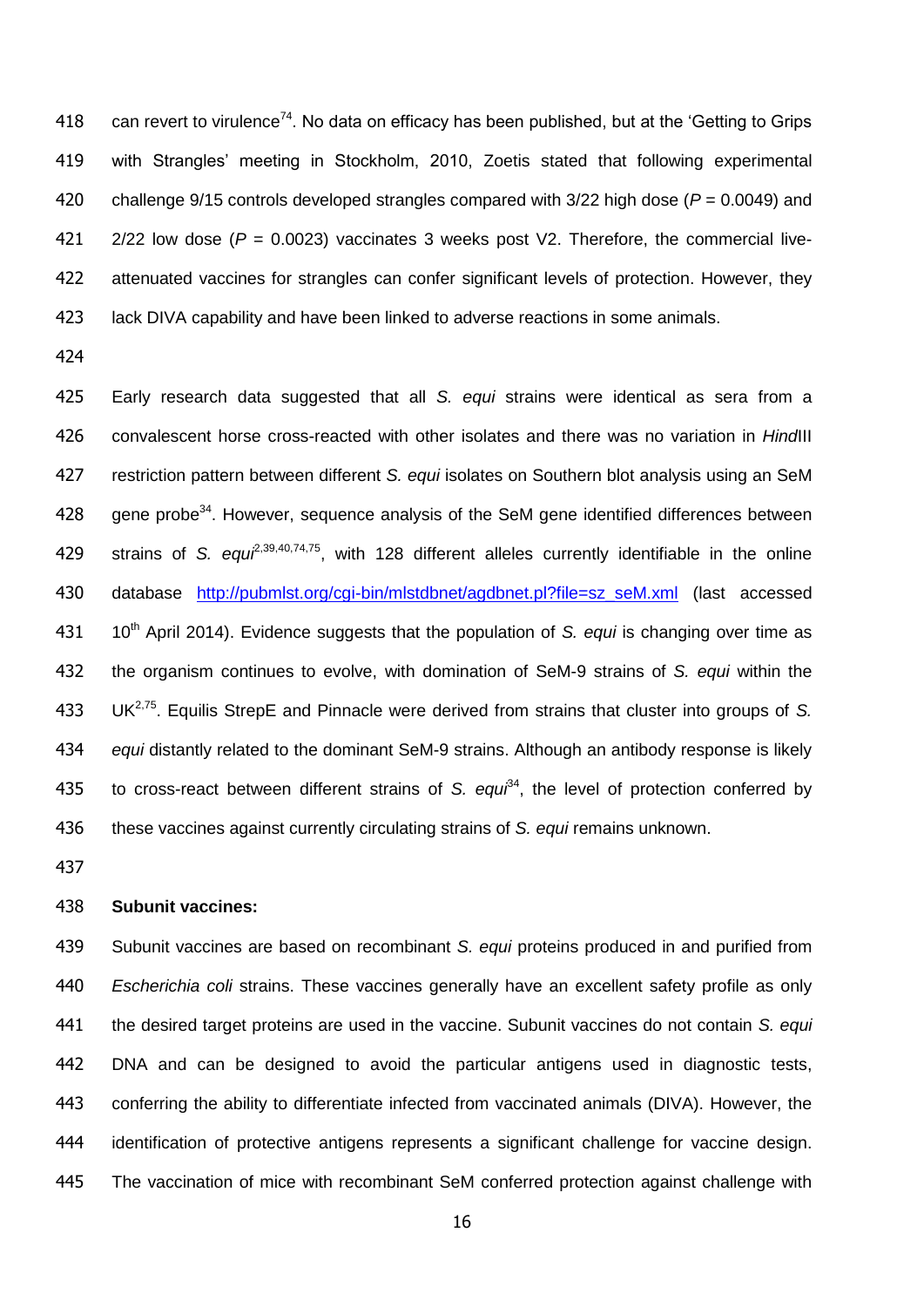can revert to virulence[74]. No data on efficacy has been published, but at the 'Getting to Grips with Strangles' meeting in Stockholm, 2010, Zoetis stated that following experimental challenge 9/15 controls developed strangles compared with 3/22 high dose ($P$ = 0.0049) and 2/22 low dose ($P$ = 0.0023) vaccinates 3 weeks post V2. Therefore, the commercial live-attenuated vaccines for strangles can confer significant levels of protection. However, they lack DIVA capability and have been linked to adverse reactions in some animals.

Early research data suggested that all *S. equi* strains were identical as sera from a convalescent horse cross-reacted with other isolates and there was no variation in *Hind*III restriction pattern between different *S. equi* isolates on Southern blot analysis using an SeM gene probe[34]. However, sequence analysis of the SeM gene identified differences between strains of *S. equi*[2,39,40,74,75], with 128 different alleles currently identifiable in the online database http://pubmlst.org/cgi-bin/mlstdbnet/agdbnet.pl?file=sz_seM.xml (last accessed 10th April 2014). Evidence suggests that the population of *S. equi* is changing over time as the organism continues to evolve, with domination of SeM-9 strains of *S. equi* within the UK[2,75]. Equilis StrepE and Pinnacle were derived from strains that cluster into groups of *S. equi* distantly related to the dominant SeM-9 strains. Although an antibody response is likely to cross-react between different strains of *S. equi*[34], the level of protection conferred by these vaccines against currently circulating strains of *S. equi* remains unknown.

**Subunit vaccines:**

Subunit vaccines are based on recombinant *S. equi* proteins produced in and purified from *Escherichia coli* strains. These vaccines generally have an excellent safety profile as only the desired target proteins are used in the vaccine. Subunit vaccines do not contain *S. equi* DNA and can be designed to avoid the particular antigens used in diagnostic tests, conferring the ability to differentiate infected from vaccinated animals (DIVA). However, the identification of protective antigens represents a significant challenge for vaccine design. The vaccination of mice with recombinant SeM conferred protection against challenge with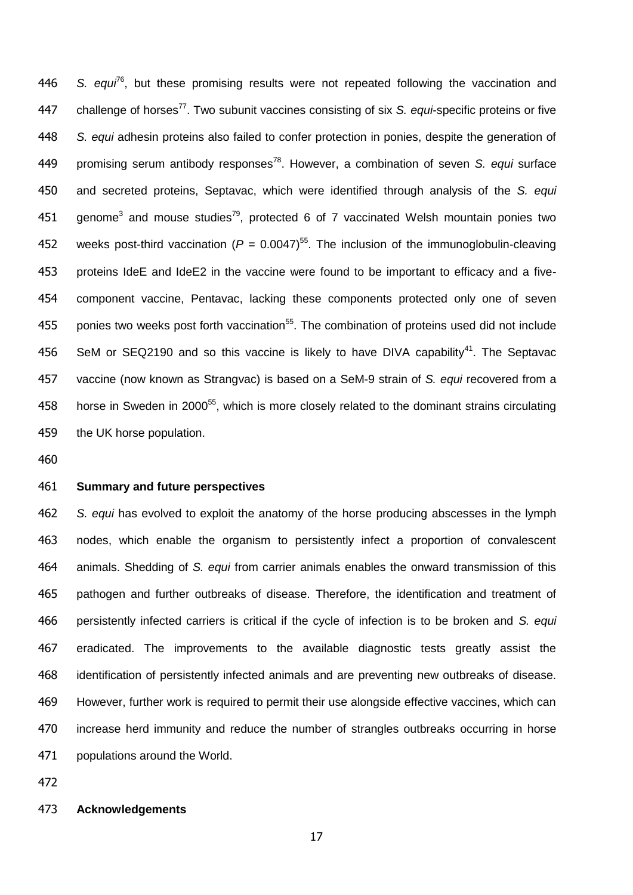*S. equi*[76], but these promising results were not repeated following the vaccination and challenge of horses[77]. Two subunit vaccines consisting of six *S. equi*-specific proteins or five *S. equi* adhesin proteins also failed to confer protection in ponies, despite the generation of promising serum antibody responses[78]. However, a combination of seven *S. equi* surface and secreted proteins, Septavac, which were identified through analysis of the *S. equi* genome[3] and mouse studies[79], protected 6 of 7 vaccinated Welsh mountain ponies two weeks post-third vaccination ($P = 0.0047$)[55]. The inclusion of the immunoglobulin-cleaving proteins IdeE and IdeE2 in the vaccine were found to be important to efficacy and a five-component vaccine, Pentavac, lacking these components protected only one of seven ponies two weeks post forth vaccination[55]. The combination of proteins used did not include SeM or SEQ2190 and so this vaccine is likely to have DIVA capability[41]. The Septavac vaccine (now known as Strangvac) is based on a SeM-9 strain of *S. equi* recovered from a horse in Sweden in 2000[55], which is more closely related to the dominant strains circulating the UK horse population.

**Summary and future perspectives**

*S. equi* has evolved to exploit the anatomy of the horse producing abscesses in the lymph nodes, which enable the organism to persistently infect a proportion of convalescent animals. Shedding of *S. equi* from carrier animals enables the onward transmission of this pathogen and further outbreaks of disease. Therefore, the identification and treatment of persistently infected carriers is critical if the cycle of infection is to be broken and *S. equi* eradicated. The improvements to the available diagnostic tests greatly assist the identification of persistently infected animals and are preventing new outbreaks of disease. However, further work is required to permit their use alongside effective vaccines, which can increase herd immunity and reduce the number of strangles outbreaks occurring in horse populations around the World.

**Acknowledgements**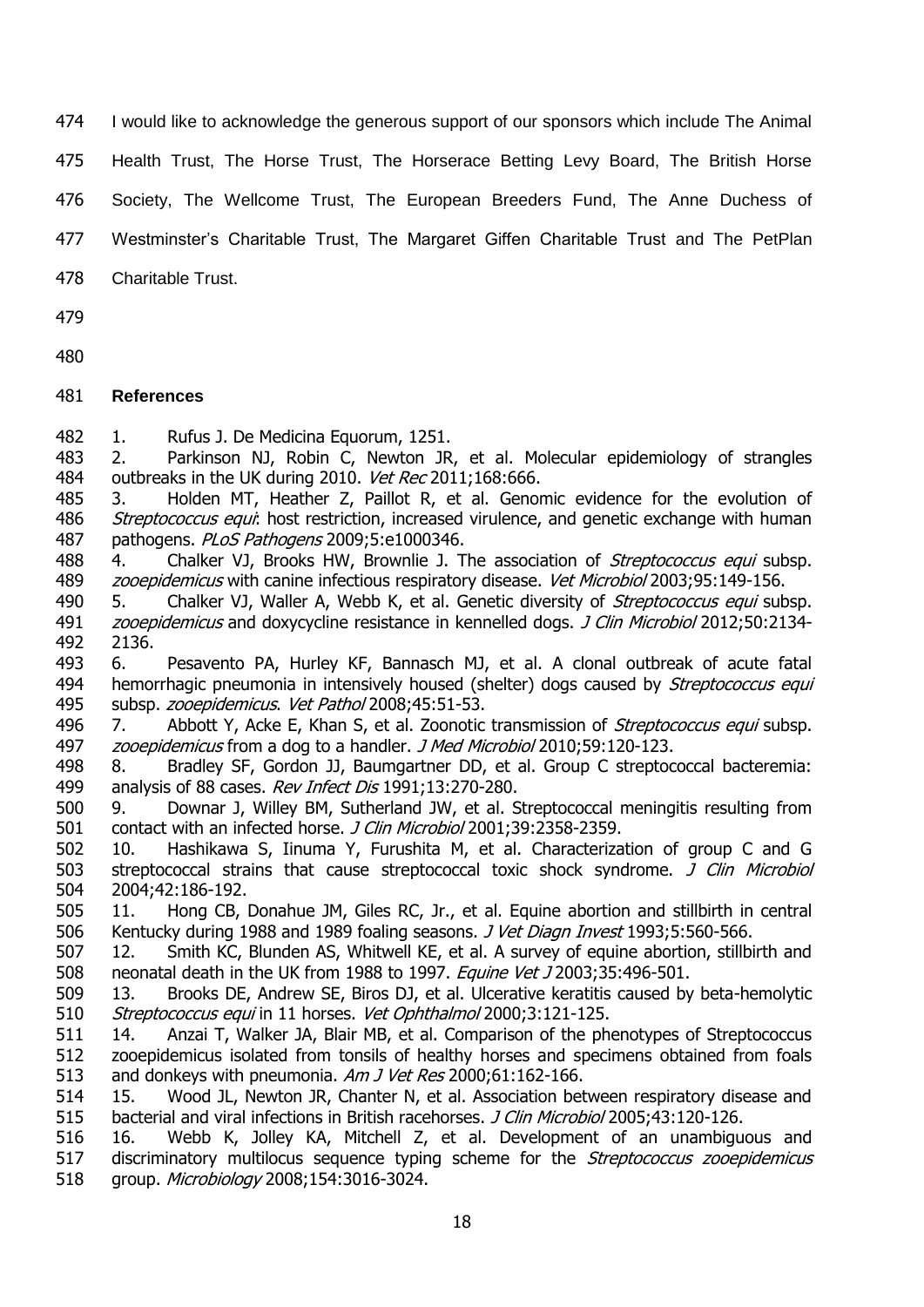I would like to acknowledge the generous support of our sponsors which include The Animal Health Trust, The Horse Trust, The Horserace Betting Levy Board, The British Horse Society, The Wellcome Trust, The European Breeders Fund, The Anne Duchess of Westminster's Charitable Trust, The Margaret Giffen Charitable Trust and The PetPlan Charitable Trust.

## References

1. Rufus J. De Medicina Equorum, 1251.
2. Parkinson NJ, Robin C, Newton JR, et al. Molecular epidemiology of strangles outbreaks in the UK during 2010. *Vet Rec* 2011;168:666.
3. Holden MT, Heather Z, Paillot R, et al. Genomic evidence for the evolution of *Streptococcus equi*: host restriction, increased virulence, and genetic exchange with human pathogens. *PLoS Pathogens* 2009;5:e1000346.
4. Chalker VJ, Brooks HW, Brownlie J. The association of *Streptococcus equi* subsp. *zooepidemicus* with canine infectious respiratory disease. *Vet Microbiol* 2003;95:149-156.
5. Chalker VJ, Waller A, Webb K, et al. Genetic diversity of *Streptococcus equi* subsp. *zooepidemicus* and doxycycline resistance in kennelled dogs. *J Clin Microbiol* 2012;50:2134-2136.
6. Pesavento PA, Hurley KF, Bannasch MJ, et al. A clonal outbreak of acute fatal hemorrhagic pneumonia in intensively housed (shelter) dogs caused by *Streptococcus equi* subsp. *zooepidemicus*. *Vet Pathol* 2008;45:51-53.
7. Abbott Y, Acke E, Khan S, et al. Zoonotic transmission of *Streptococcus equi* subsp. *zooepidemicus* from a dog to a handler. *J Med Microbiol* 2010;59:120-123.
8. Bradley SF, Gordon JJ, Baumgartner DD, et al. Group C streptococcal bacteremia: analysis of 88 cases. *Rev Infect Dis* 1991;13:270-280.
9. Downar J, Willey BM, Sutherland JW, et al. Streptococcal meningitis resulting from contact with an infected horse. *J Clin Microbiol* 2001;39:2358-2359.
10. Hashikawa S, Iinuma Y, Furushita M, et al. Characterization of group C and G streptococcal strains that cause streptococcal toxic shock syndrome. *J Clin Microbiol* 2004;42:186-192.
11. Hong CB, Donahue JM, Giles RC, Jr., et al. Equine abortion and stillbirth in central Kentucky during 1988 and 1989 foaling seasons. *J Vet Diagn Invest* 1993;5:560-566.
12. Smith KC, Blunden AS, Whitwell KE, et al. A survey of equine abortion, stillbirth and neonatal death in the UK from 1988 to 1997. *Equine Vet J* 2003;35:496-501.
13. Brooks DE, Andrew SE, Biros DJ, et al. Ulcerative keratitis caused by beta-hemolytic *Streptococcus equi* in 11 horses. *Vet Ophthalmol* 2000;3:121-125.
14. Anzai T, Walker JA, Blair MB, et al. Comparison of the phenotypes of Streptococcus zooepidemicus isolated from tonsils of healthy horses and specimens obtained from foals and donkeys with pneumonia. *Am J Vet Res* 2000;61:162-166.
15. Wood JL, Newton JR, Chanter N, et al. Association between respiratory disease and bacterial and viral infections in British racehorses. *J Clin Microbiol* 2005;43:120-126.
16. Webb K, Jolley KA, Mitchell Z, et al. Development of an unambiguous and discriminatory multilocus sequence typing scheme for the *Streptococcus zooepidemicus* group. *Microbiology* 2008;154:3016-3024.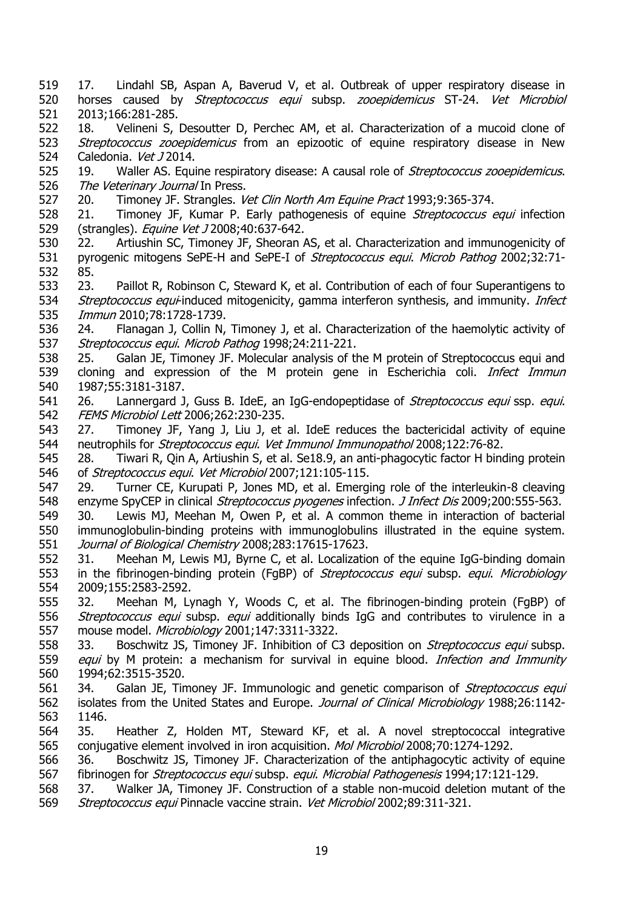17. Lindahl SB, Aspan A, Baverud V, et al. Outbreak of upper respiratory disease in horses caused by *Streptococcus equi* subsp. *zooepidemicus* ST-24. *Vet Microbiol* 2013;166:281-285.

18. Velineni S, Desoutter D, Perchec AM, et al. Characterization of a mucoid clone of *Streptococcus zooepidemicus* from an epizootic of equine respiratory disease in New Caledonia. *Vet J* 2014.

19. Waller AS. Equine respiratory disease: A causal role of *Streptococcus zooepidemicus*. *The Veterinary Journal* In Press.

20. Timoney JF. Strangles. *Vet Clin North Am Equine Pract* 1993;9:365-374.

21. Timoney JF, Kumar P. Early pathogenesis of equine *Streptococcus equi* infection (strangles). *Equine Vet J* 2008;40:637-642.

22. Artiushin SC, Timoney JF, Sheoran AS, et al. Characterization and immunogenicity of pyrogenic mitogens SePE-H and SePE-I of *Streptococcus equi*. *Microb Pathog* 2002;32:71-85.

23. Paillot R, Robinson C, Steward K, et al. Contribution of each of four Superantigens to *Streptococcus equi*-induced mitogenicity, gamma interferon synthesis, and immunity. *Infect Immun* 2010;78:1728-1739.

24. Flanagan J, Collin N, Timoney J, et al. Characterization of the haemolytic activity of *Streptococcus equi*. *Microb Pathog* 1998;24:211-221.

25. Galan JE, Timoney JF. Molecular analysis of the M protein of Streptococcus equi and cloning and expression of the M protein gene in Escherichia coli. *Infect Immun* 1987;55:3181-3187.

26. Lannergard J, Guss B. IdeE, an IgG-endopeptidase of *Streptococcus equi* ssp. *equi*. *FEMS Microbiol Lett* 2006;262:230-235.

27. Timoney JF, Yang J, Liu J, et al. IdeE reduces the bactericidal activity of equine neutrophils for *Streptococcus equi*. *Vet Immunol Immunopathol* 2008;122:76-82.

28. Tiwari R, Qin A, Artiushin S, et al. Se18.9, an anti-phagocytic factor H binding protein of *Streptococcus equi*. *Vet Microbiol* 2007;121:105-115.

29. Turner CE, Kurupati P, Jones MD, et al. Emerging role of the interleukin-8 cleaving enzyme SpyCEP in clinical *Streptococcus pyogenes* infection. *J Infect Dis* 2009;200:555-563.

30. Lewis MJ, Meehan M, Owen P, et al. A common theme in interaction of bacterial immunoglobulin-binding proteins with immunoglobulins illustrated in the equine system. *Journal of Biological Chemistry* 2008;283:17615-17623.

31. Meehan M, Lewis MJ, Byrne C, et al. Localization of the equine IgG-binding domain in the fibrinogen-binding protein (FgBP) of *Streptococcus equi* subsp. *equi*. *Microbiology* 2009;155:2583-2592.

32. Meehan M, Lynagh Y, Woods C, et al. The fibrinogen-binding protein (FgBP) of *Streptococcus equi* subsp. *equi* additionally binds IgG and contributes to virulence in a mouse model. *Microbiology* 2001;147:3311-3322.

33. Boschwitz JS, Timoney JF. Inhibition of C3 deposition on *Streptococcus equi* subsp. *equi* by M protein: a mechanism for survival in equine blood. *Infection and Immunity* 1994;62:3515-3520.

34. Galan JE, Timoney JF. Immunologic and genetic comparison of *Streptococcus equi* isolates from the United States and Europe. *Journal of Clinical Microbiology* 1988;26:1142-1146.

35. Heather Z, Holden MT, Steward KF, et al. A novel streptococcal integrative conjugative element involved in iron acquisition. *Mol Microbiol* 2008;70:1274-1292.

36. Boschwitz JS, Timoney JF. Characterization of the antiphagocytic activity of equine fibrinogen for *Streptococcus equi* subsp. *equi*. *Microbial Pathogenesis* 1994;17:121-129.

37. Walker JA, Timoney JF. Construction of a stable non-mucoid deletion mutant of the *Streptococcus equi* Pinnacle vaccine strain. *Vet Microbiol* 2002;89:311-321.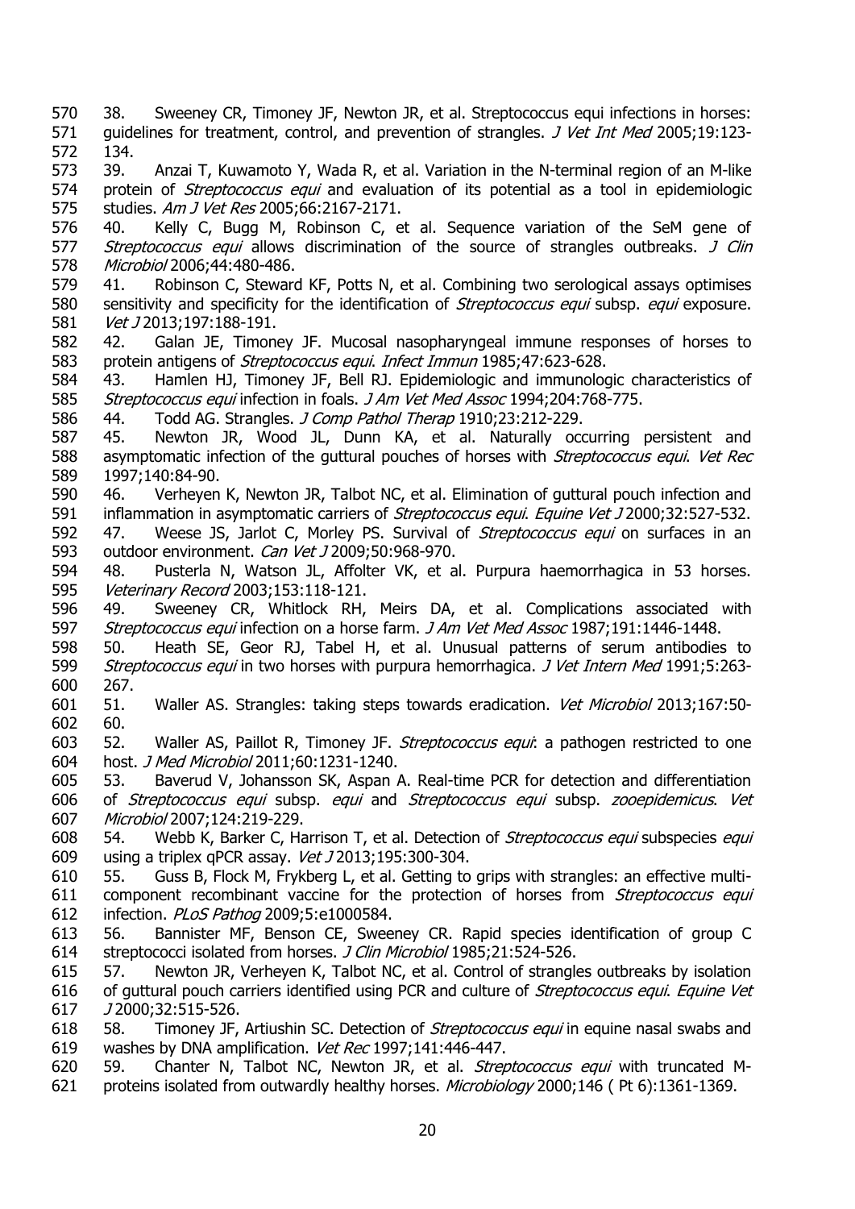38. Sweeney CR, Timoney JF, Newton JR, et al. Streptococcus equi infections in horses: guidelines for treatment, control, and prevention of strangles. *J Vet Int Med* 2005;19:123-134.

39. Anzai T, Kuwamoto Y, Wada R, et al. Variation in the N-terminal region of an M-like protein of *Streptococcus equi* and evaluation of its potential as a tool in epidemiologic studies. *Am J Vet Res* 2005;66:2167-2171.

40. Kelly C, Bugg M, Robinson C, et al. Sequence variation of the SeM gene of *Streptococcus equi* allows discrimination of the source of strangles outbreaks. *J Clin Microbiol* 2006;44:480-486.

41. Robinson C, Steward KF, Potts N, et al. Combining two serological assays optimises sensitivity and specificity for the identification of *Streptococcus equi* subsp. *equi* exposure. *Vet J* 2013;197:188-191.

42. Galan JE, Timoney JF. Mucosal nasopharyngeal immune responses of horses to protein antigens of *Streptococcus equi*. *Infect Immun* 1985;47:623-628.

43. Hamlen HJ, Timoney JF, Bell RJ. Epidemiologic and immunologic characteristics of *Streptococcus equi* infection in foals. *J Am Vet Med Assoc* 1994;204:768-775.

44. Todd AG. Strangles. *J Comp Pathol Therap* 1910;23:212-229.

45. Newton JR, Wood JL, Dunn KA, et al. Naturally occurring persistent and asymptomatic infection of the guttural pouches of horses with *Streptococcus equi*. *Vet Rec* 1997;140:84-90.

46. Verheyen K, Newton JR, Talbot NC, et al. Elimination of guttural pouch infection and inflammation in asymptomatic carriers of *Streptococcus equi*. *Equine Vet J* 2000;32:527-532.

47. Weese JS, Jarlot C, Morley PS. Survival of *Streptococcus equi* on surfaces in an outdoor environment. *Can Vet J* 2009;50:968-970.

48. Pusterla N, Watson JL, Affolter VK, et al. Purpura haemorrhagica in 53 horses. *Veterinary Record* 2003;153:118-121.

49. Sweeney CR, Whitlock RH, Meirs DA, et al. Complications associated with *Streptococcus equi* infection on a horse farm. *J Am Vet Med Assoc* 1987;191:1446-1448.

50. Heath SE, Geor RJ, Tabel H, et al. Unusual patterns of serum antibodies to *Streptococcus equi* in two horses with purpura hemorrhagica. *J Vet Intern Med* 1991;5:263-267.

51. Waller AS. Strangles: taking steps towards eradication. *Vet Microbiol* 2013;167:50-60.

52. Waller AS, Paillot R, Timoney JF. *Streptococcus equi*: a pathogen restricted to one host. *J Med Microbiol* 2011;60:1231-1240.

53. Baverud V, Johansson SK, Aspan A. Real-time PCR for detection and differentiation of *Streptococcus equi* subsp. *equi* and *Streptococcus equi* subsp. *zooepidemicus*. *Vet Microbiol* 2007;124:219-229.

54. Webb K, Barker C, Harrison T, et al. Detection of *Streptococcus equi* subspecies *equi* using a triplex qPCR assay. *Vet J* 2013;195:300-304.

55. Guss B, Flock M, Frykberg L, et al. Getting to grips with strangles: an effective multi-component recombinant vaccine for the protection of horses from *Streptococcus equi* infection. *PLoS Pathog* 2009;5:e1000584.

56. Bannister MF, Benson CE, Sweeney CR. Rapid species identification of group C streptococci isolated from horses. *J Clin Microbiol* 1985;21:524-526.

57. Newton JR, Verheyen K, Talbot NC, et al. Control of strangles outbreaks by isolation of guttural pouch carriers identified using PCR and culture of *Streptococcus equi*. *Equine Vet J* 2000;32:515-526.

58. Timoney JF, Artiushin SC. Detection of *Streptococcus equi* in equine nasal swabs and washes by DNA amplification. *Vet Rec* 1997;141:446-447.

59. Chanter N, Talbot NC, Newton JR, et al. *Streptococcus equi* with truncated M-proteins isolated from outwardly healthy horses. *Microbiology* 2000;146 ( Pt 6):1361-1369.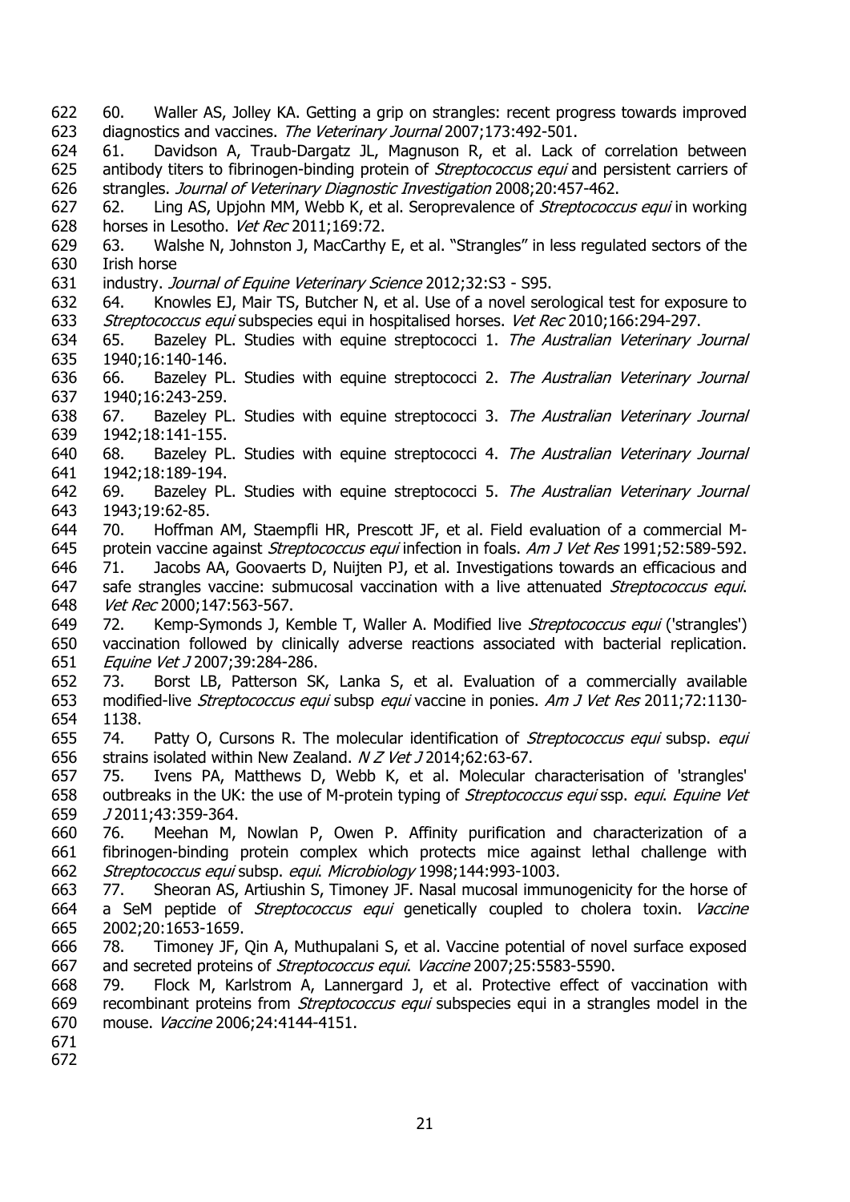60. Waller AS, Jolley KA. Getting a grip on strangles: recent progress towards improved diagnostics and vaccines. *The Veterinary Journal* 2007;173:492-501.

61. Davidson A, Traub-Dargatz JL, Magnuson R, et al. Lack of correlation between antibody titers to fibrinogen-binding protein of *Streptococcus equi* and persistent carriers of strangles. *Journal of Veterinary Diagnostic Investigation* 2008;20:457-462.

62. Ling AS, Upjohn MM, Webb K, et al. Seroprevalence of *Streptococcus equi* in working horses in Lesotho. *Vet Rec* 2011;169:72.

63. Walshe N, Johnston J, MacCarthy E, et al. "Strangles" in less regulated sectors of the Irish horse industry. *Journal of Equine Veterinary Science* 2012;32:S3 - S95.

64. Knowles EJ, Mair TS, Butcher N, et al. Use of a novel serological test for exposure to *Streptococcus equi* subspecies equi in hospitalised horses. *Vet Rec* 2010;166:294-297.

65. Bazeley PL. Studies with equine streptococci 1. *The Australian Veterinary Journal* 1940;16:140-146.

66. Bazeley PL. Studies with equine streptococci 2. *The Australian Veterinary Journal* 1940;16:243-259.

67. Bazeley PL. Studies with equine streptococci 3. *The Australian Veterinary Journal* 1942;18:141-155.

68. Bazeley PL. Studies with equine streptococci 4. *The Australian Veterinary Journal* 1942;18:189-194.

69. Bazeley PL. Studies with equine streptococci 5. *The Australian Veterinary Journal* 1943;19:62-85.

70. Hoffman AM, Staempfli HR, Prescott JF, et al. Field evaluation of a commercial M-protein vaccine against *Streptococcus equi* infection in foals. *Am J Vet Res* 1991;52:589-592.

71. Jacobs AA, Goovaerts D, Nuijten PJ, et al. Investigations towards an efficacious and safe strangles vaccine: submucosal vaccination with a live attenuated *Streptococcus equi*. *Vet Rec* 2000;147:563-567.

72. Kemp-Symonds J, Kemble T, Waller A. Modified live *Streptococcus equi* ('strangles') vaccination followed by clinically adverse reactions associated with bacterial replication. *Equine Vet J* 2007;39:284-286.

73. Borst LB, Patterson SK, Lanka S, et al. Evaluation of a commercially available modified-live *Streptococcus equi* subsp *equi* vaccine in ponies. *Am J Vet Res* 2011;72:1130-1138.

74. Patty O, Cursons R. The molecular identification of *Streptococcus equi* subsp. *equi* strains isolated within New Zealand. *N Z Vet J* 2014;62:63-67.

75. Ivens PA, Matthews D, Webb K, et al. Molecular characterisation of 'strangles' outbreaks in the UK: the use of M-protein typing of *Streptococcus equi* ssp. *equi*. *Equine Vet J* 2011;43:359-364.

76. Meehan M, Nowlan P, Owen P. Affinity purification and characterization of a fibrinogen-binding protein complex which protects mice against lethal challenge with *Streptococcus equi* subsp. *equi*. *Microbiology* 1998;144:993-1003.

77. Sheoran AS, Artiushin S, Timoney JF. Nasal mucosal immunogenicity for the horse of a SeM peptide of *Streptococcus equi* genetically coupled to cholera toxin. *Vaccine* 2002;20:1653-1659.

78. Timoney JF, Qin A, Muthupalani S, et al. Vaccine potential of novel surface exposed and secreted proteins of *Streptococcus equi*. *Vaccine* 2007;25:5583-5590.

79. Flock M, Karlstrom A, Lannergard J, et al. Protective effect of vaccination with recombinant proteins from *Streptococcus equi* subspecies equi in a strangles model in the mouse. *Vaccine* 2006;24:4144-4151.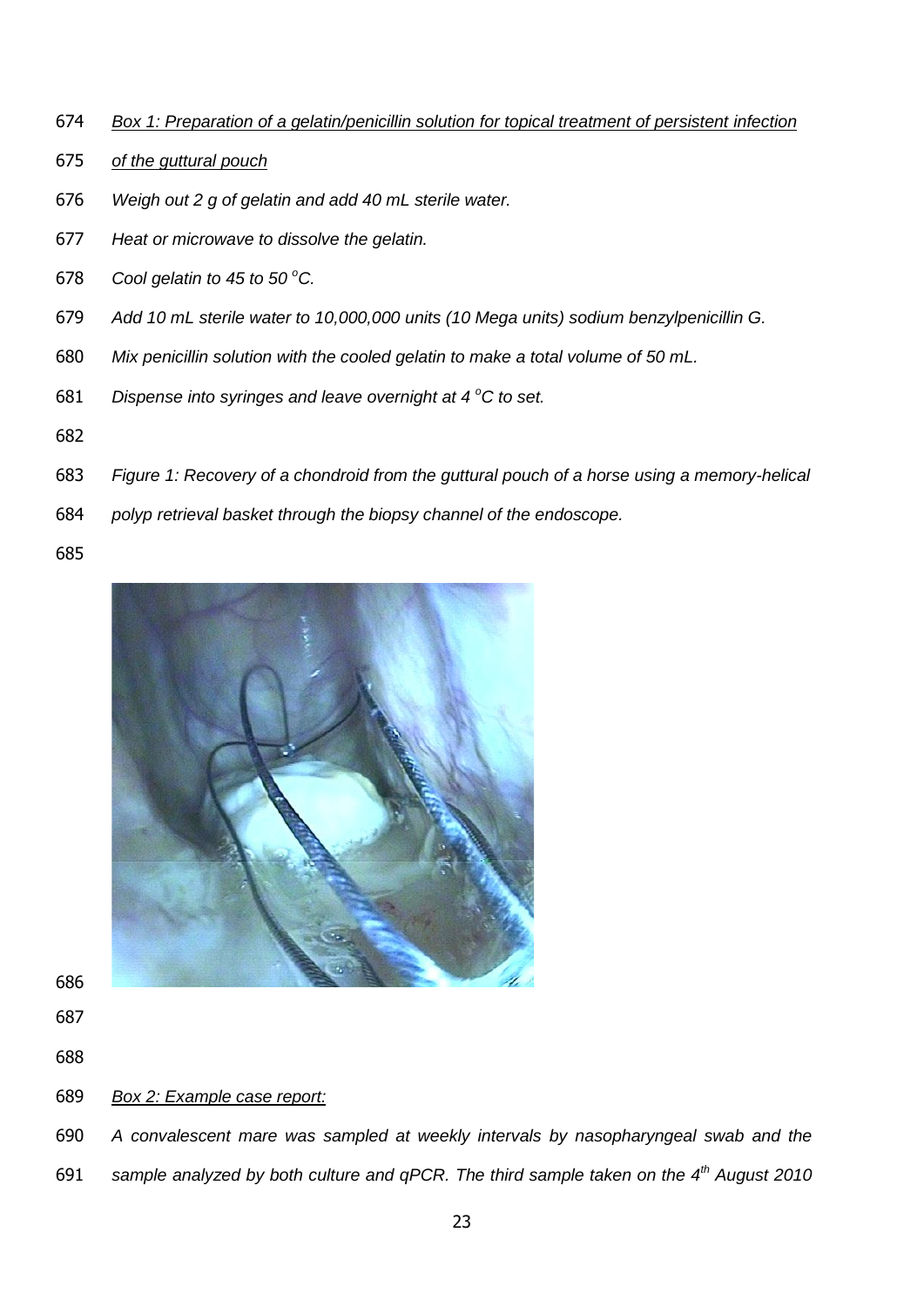*Box 1: Preparation of a gelatin/penicillin solution for topical treatment of persistent infection of the guttural pouch*

*Weigh out 2 g of gelatin and add 40 mL sterile water.*

*Heat or microwave to dissolve the gelatin.*

*Cool gelatin to 45 to 50 $^{o}$C.*

*Add 10 mL sterile water to 10,000,000 units (10 Mega units) sodium benzylpenicillin G.*

*Mix penicillin solution with the cooled gelatin to make a total volume of 50 mL.*

*Dispense into syringes and leave overnight at 4 $^{o}$C to set.*

*Figure 1: Recovery of a chondroid from the guttural pouch of a horse using a memory-helical polyp retrieval basket through the biopsy channel of the endoscope.*

*Box 2: Example case report:*

*A convalescent mare was sampled at weekly intervals by nasopharyngeal swab and the sample analyzed by both culture and qPCR. The third sample taken on the 4th August 2010*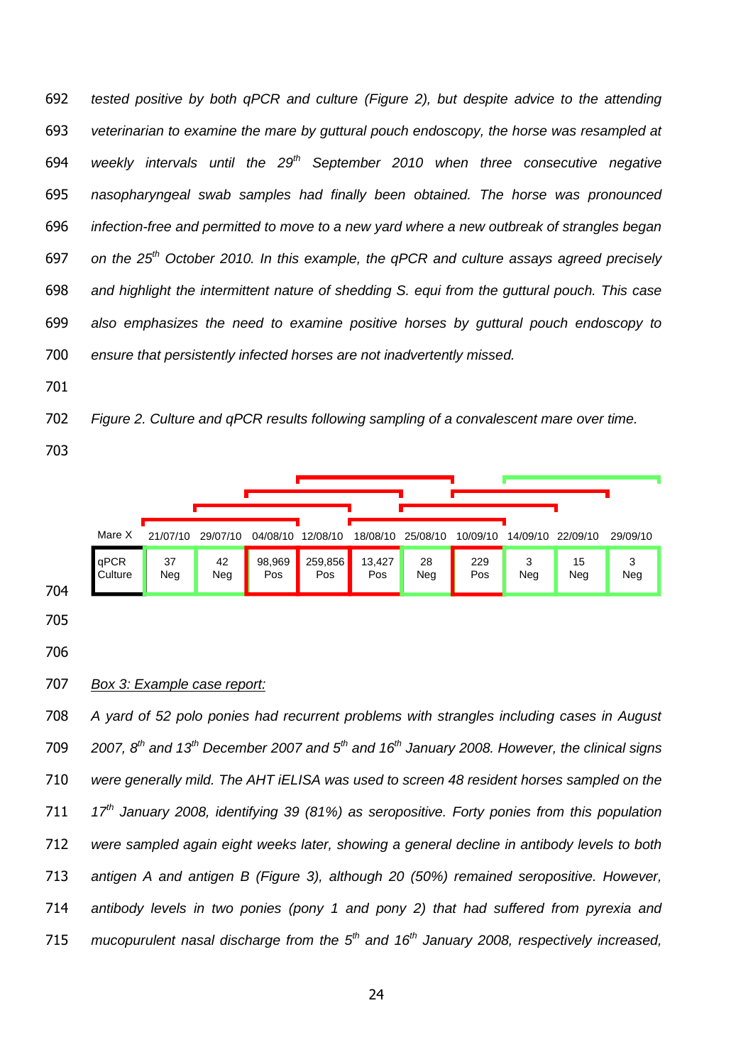*tested positive by both qPCR and culture (Figure 2), but despite advice to the attending veterinarian to examine the mare by guttural pouch endoscopy, the horse was resampled at weekly intervals until the 29th September 2010 when three consecutive negative nasopharyngeal swab samples had finally been obtained. The horse was pronounced infection-free and permitted to move to a new yard where a new outbreak of strangles began on the 25th October 2010. In this example, the qPCR and culture assays agreed precisely and highlight the intermittent nature of shedding S. equi from the guttural pouch. This case also emphasizes the need to examine positive horses by guttural pouch endoscopy to ensure that persistently infected horses are not inadvertently missed.*

*Figure 2. Culture and qPCR results following sampling of a convalescent mare over time.*

| Mare X | 21/07/10 | 29/07/10 | 04/08/10 | 12/08/10 | 18/08/10 | 25/08/10 | 10/09/10 | 14/09/10 | 22/09/10 | 29/09/10 |
|---|---|---|---|---|---|---|---|---|---|---|
| qPCR Culture | 37 Neg | 42 Neg | 98,969 Pos | 259,856 Pos | 13,427 Pos | 28 Neg | 229 Pos | 3 Neg | 15 Neg | 3 Neg |

<u>*Box 3: Example case report:*</u>

*A yard of 52 polo ponies had recurrent problems with strangles including cases in August 2007, 8th and 13th December 2007 and 5th and 16th January 2008. However, the clinical signs were generally mild. The AHT iELISA was used to screen 48 resident horses sampled on the 17th January 2008, identifying 39 (81%) as seropositive. Forty ponies from this population were sampled again eight weeks later, showing a general decline in antibody levels to both antigen A and antigen B (Figure 3), although 20 (50%) remained seropositive. However, antibody levels in two ponies (pony 1 and pony 2) that had suffered from pyrexia and mucopurulent nasal discharge from the 5th and 16th January 2008, respectively increased,*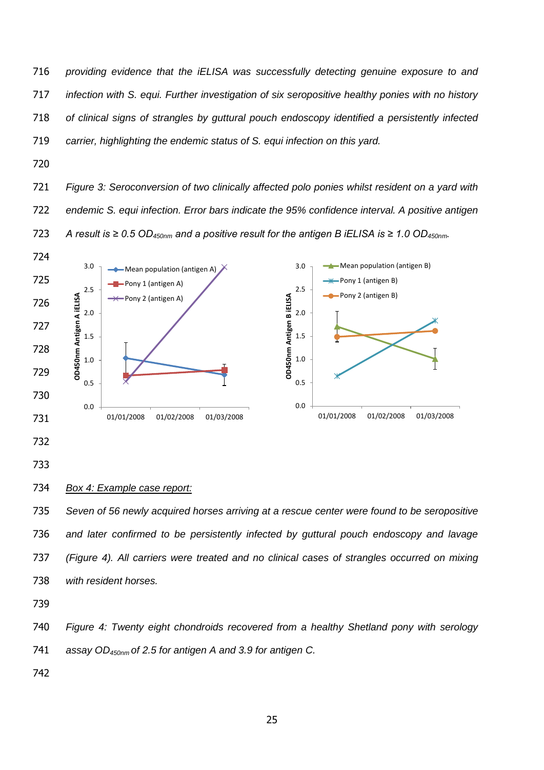*providing evidence that the iELISA was successfully detecting genuine exposure to and infection with S. equi. Further investigation of six seropositive healthy ponies with no history of clinical signs of strangles by guttural pouch endoscopy identified a persistently infected carrier, highlighting the endemic status of S. equi infection on this yard.*

*Figure 3: Seroconversion of two clinically affected polo ponies whilst resident on a yard with endemic S. equi infection. Error bars indicate the 95% confidence interval. A positive antigen A result is ≥ 0.5 $OD_{450nm}$ and a positive result for the antigen B iELISA is ≥ 1.0 $OD_{450nm}$.*

<u>*Box 4: Example case report:*</u>

*Seven of 56 newly acquired horses arriving at a rescue center were found to be seropositive and later confirmed to be persistently infected by guttural pouch endoscopy and lavage (Figure 4). All carriers were treated and no clinical cases of strangles occurred on mixing with resident horses.*

*Figure 4: Twenty eight chondroids recovered from a healthy Shetland pony with serology assay $OD_{450nm}$ of 2.5 for antigen A and 3.9 for antigen C.*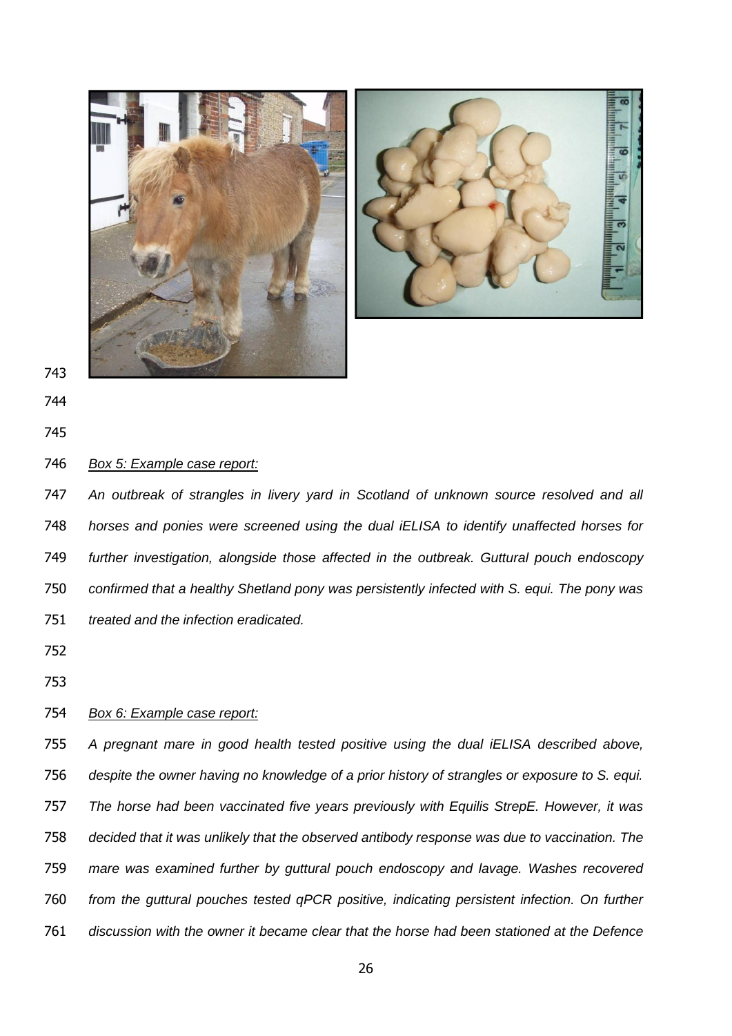*Box 5: Example case report:*

*An outbreak of strangles in livery yard in Scotland of unknown source resolved and all horses and ponies were screened using the dual iELISA to identify unaffected horses for further investigation, alongside those affected in the outbreak. Guttural pouch endoscopy confirmed that a healthy Shetland pony was persistently infected with S. equi. The pony was treated and the infection eradicated.*

*Box 6: Example case report:*

*A pregnant mare in good health tested positive using the dual iELISA described above, despite the owner having no knowledge of a prior history of strangles or exposure to S. equi. The horse had been vaccinated five years previously with Equilis StrepE. However, it was decided that it was unlikely that the observed antibody response was due to vaccination. The mare was examined further by guttural pouch endoscopy and lavage. Washes recovered from the guttural pouches tested qPCR positive, indicating persistent infection. On further discussion with the owner it became clear that the horse had been stationed at the Defence*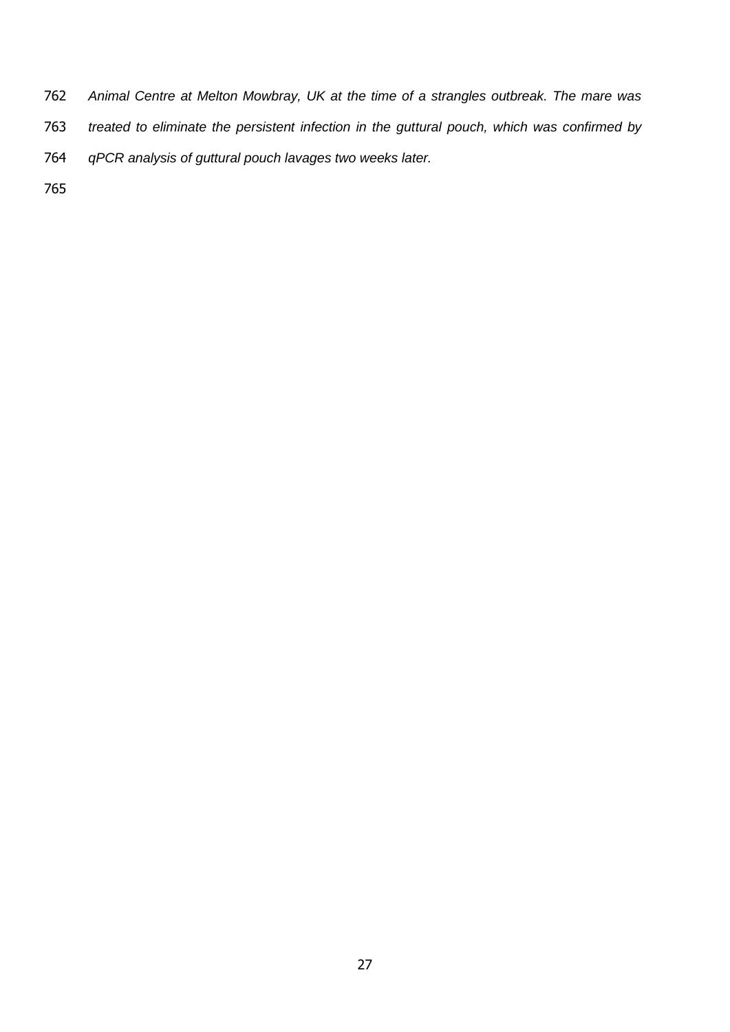*Animal Centre at Melton Mowbray, UK at the time of a strangles outbreak. The mare was treated to eliminate the persistent infection in the guttural pouch, which was confirmed by qPCR analysis of guttural pouch lavages two weeks later.*